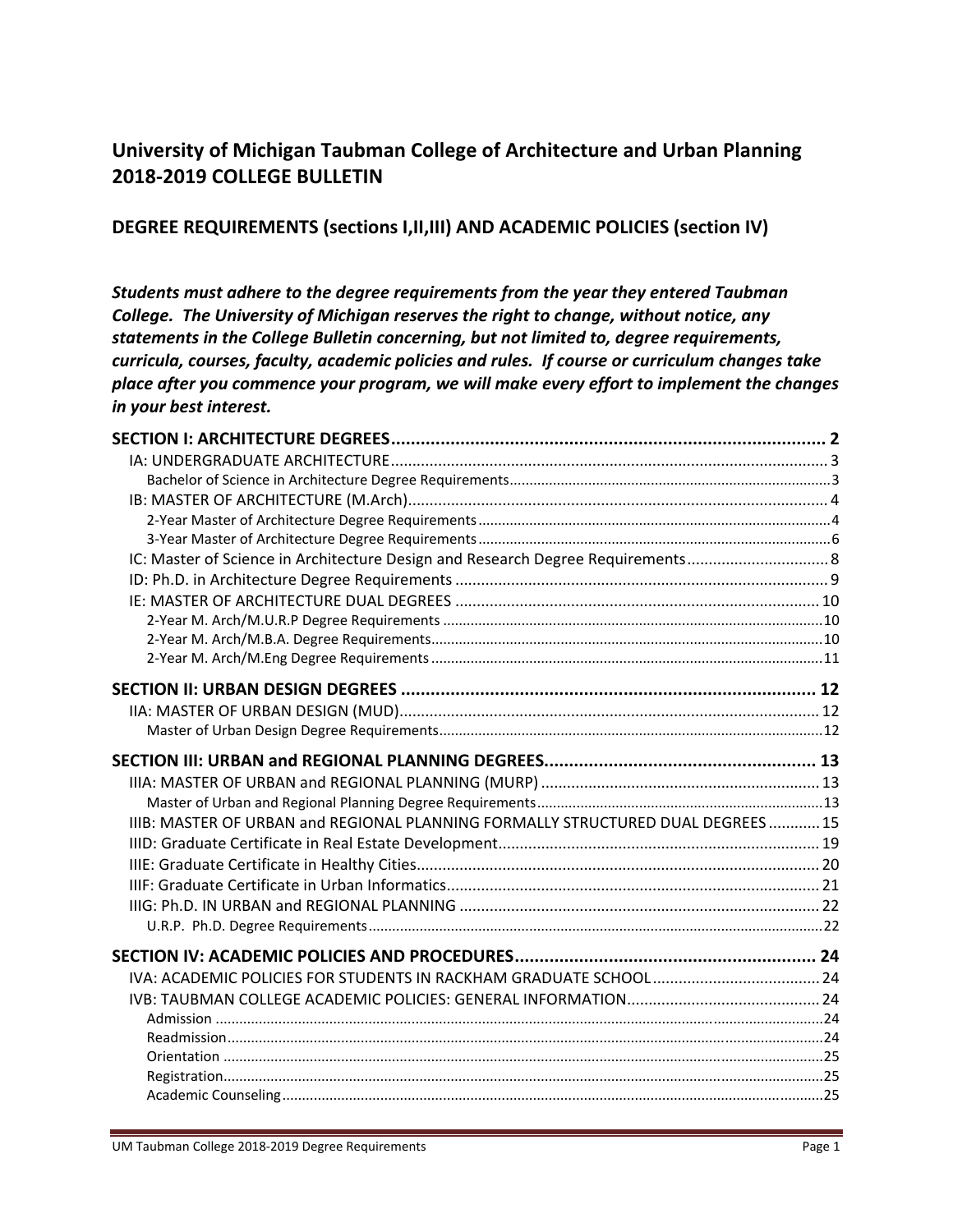# University of Michigan Taubman College of Architecture and Urban Planning 2018-2019 COLLEGE BULLETIN

## DEGREE REQUIREMENTS (sections I,II,III) AND ACADEMIC POLICIES (section IV)

***Students must adhere to the degree requirements from the year they entered Taubman College. The University of Michigan reserves the right to change, without notice, any statements in the College Bulletin concerning, but not limited to, degree requirements, curricula, courses, faculty, academic policies and rules. If course or curriculum changes take place after you commence your program, we will make every effort to implement the changes in your best interest.***

**SECTION I: ARCHITECTURE DEGREES** ..... 2

- IA: UNDERGRADUATE ARCHITECTURE ..... 3
  - Bachelor of Science in Architecture Degree Requirements ..... 3
- IB: MASTER OF ARCHITECTURE (M.Arch) ..... 4
  - 2-Year Master of Architecture Degree Requirements ..... 4
  - 3-Year Master of Architecture Degree Requirements ..... 6
- IC: Master of Science in Architecture Design and Research Degree Requirements ..... 8
- ID: Ph.D. in Architecture Degree Requirements ..... 9
- IE: MASTER OF ARCHITECTURE DUAL DEGREES ..... 10
  - 2-Year M. Arch/M.U.R.P Degree Requirements ..... 10
  - 2-Year M. Arch/M.B.A. Degree Requirements ..... 10
  - 2-Year M. Arch/M.Eng Degree Requirements ..... 11

**SECTION II: URBAN DESIGN DEGREES** ..... 12

- IIA: MASTER OF URBAN DESIGN (MUD) ..... 12
  - Master of Urban Design Degree Requirements ..... 12

**SECTION III: URBAN and REGIONAL PLANNING DEGREES** ..... 13

- IIIA: MASTER OF URBAN and REGIONAL PLANNING (MURP) ..... 13
  - Master of Urban and Regional Planning Degree Requirements ..... 13
- IIIB: MASTER OF URBAN and REGIONAL PLANNING FORMALLY STRUCTURED DUAL DEGREES ..... 15
- IIID: Graduate Certificate in Real Estate Development ..... 19
- IIIE: Graduate Certificate in Healthy Cities ..... 20
- IIIF: Graduate Certificate in Urban Informatics ..... 21
- IIIG: Ph.D. IN URBAN and REGIONAL PLANNING ..... 22
  - U.R.P. Ph.D. Degree Requirements ..... 22

**SECTION IV: ACADEMIC POLICIES AND PROCEDURES** ..... 24

- IVA: ACADEMIC POLICIES FOR STUDENTS IN RACKHAM GRADUATE SCHOOL ..... 24
- IVB: TAUBMAN COLLEGE ACADEMIC POLICIES: GENERAL INFORMATION ..... 24
  - Admission ..... 24
  - Readmission ..... 24
  - Orientation ..... 25
  - Registration ..... 25
  - Academic Counseling ..... 25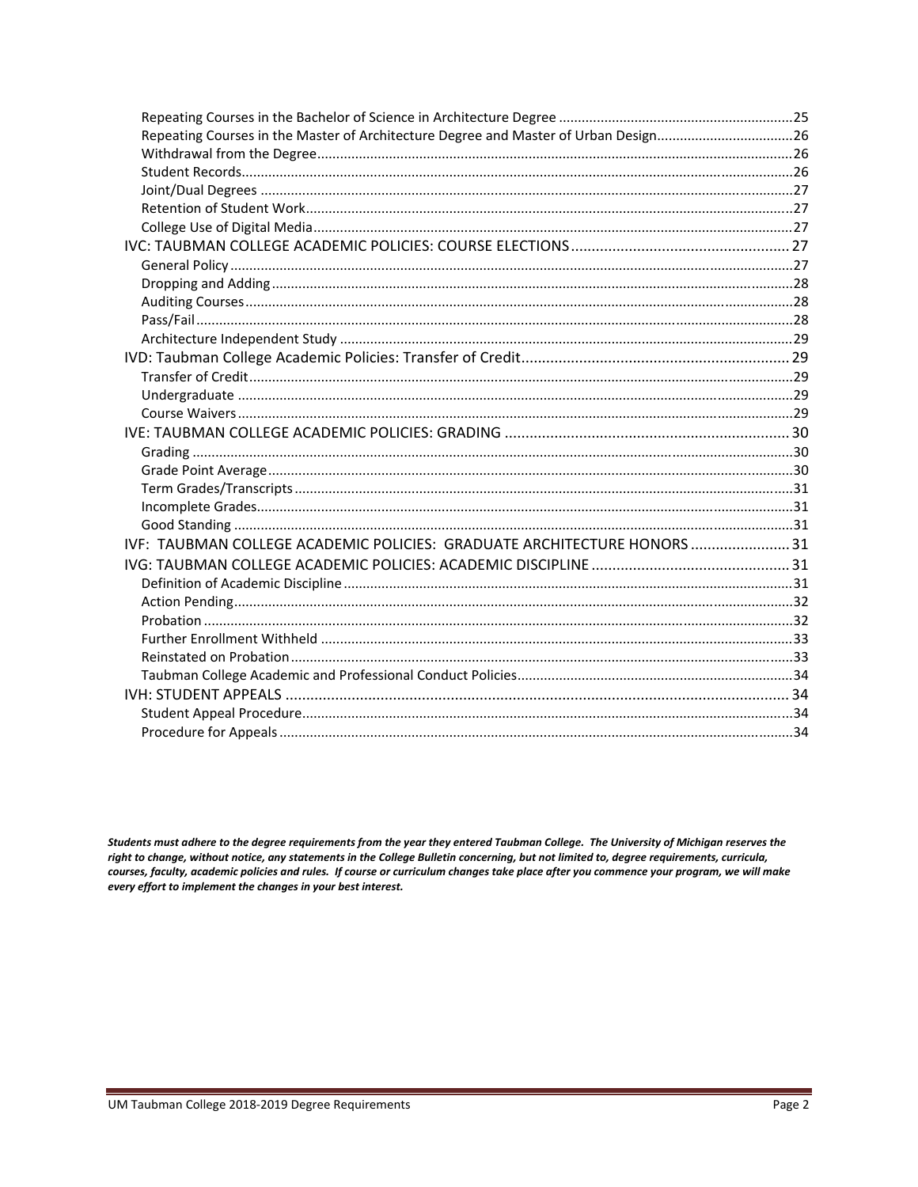Repeating Courses in the Bachelor of Science in Architecture Degree ....................................................... 25
Repeating Courses in the Master of Architecture Degree and Master of Urban Design ................................... 26
Withdrawal from the Degree ................................................................................................................ 26
Student Records ................................................................................................................................... 26
Joint/Dual Degrees ............................................................................................................................... 27
Retention of Student Work ................................................................................................................... 27
College Use of Digital Media ................................................................................................................ 27

IVC: TAUBMAN COLLEGE ACADEMIC POLICIES: COURSE ELECTIONS ..................................................... 27
General Policy ...................................................................................................................................... 27
Dropping and Adding ........................................................................................................................... 28
Auditing Courses .................................................................................................................................. 28
Pass/Fail ............................................................................................................................................... 28
Architecture Independent Study .......................................................................................................... 29

IVD: Taubman College Academic Policies: Transfer of Credit ................................................................. 29
Transfer of Credit ................................................................................................................................. 29
Undergraduate ..................................................................................................................................... 29
Course Waivers ..................................................................................................................................... 29

IVE: TAUBMAN COLLEGE ACADEMIC POLICIES: GRADING .................................................................... 30
Grading ................................................................................................................................................ 30
Grade Point Average ............................................................................................................................ 30
Term Grades/Transcripts ...................................................................................................................... 31
Incomplete Grades ............................................................................................................................... 31
Good Standing ..................................................................................................................................... 31

IVF: TAUBMAN COLLEGE ACADEMIC POLICIES: GRADUATE ARCHITECTURE HONORS ........................ 31

IVG: TAUBMAN COLLEGE ACADEMIC POLICIES: ACADEMIC DISCIPLINE ................................................ 31
Definition of Academic Discipline ........................................................................................................ 31
Action Pending ..................................................................................................................................... 32
Probation .............................................................................................................................................. 32
Further Enrollment Withheld ............................................................................................................... 33
Reinstated on Probation ...................................................................................................................... 33
Taubman College Academic and Professional Conduct Policies ........................................................... 34

IVH: STUDENT APPEALS ......................................................................................................................... 34
Student Appeal Procedure .................................................................................................................... 34
Procedure for Appeals .......................................................................................................................... 34

***Students must adhere to the degree requirements from the year they entered Taubman College. The University of Michigan reserves the right to change, without notice, any statements in the College Bulletin concerning, but not limited to, degree requirements, curricula, courses, faculty, academic policies and rules. If course or curriculum changes take place after you commence your program, we will make every effort to implement the changes in your best interest.***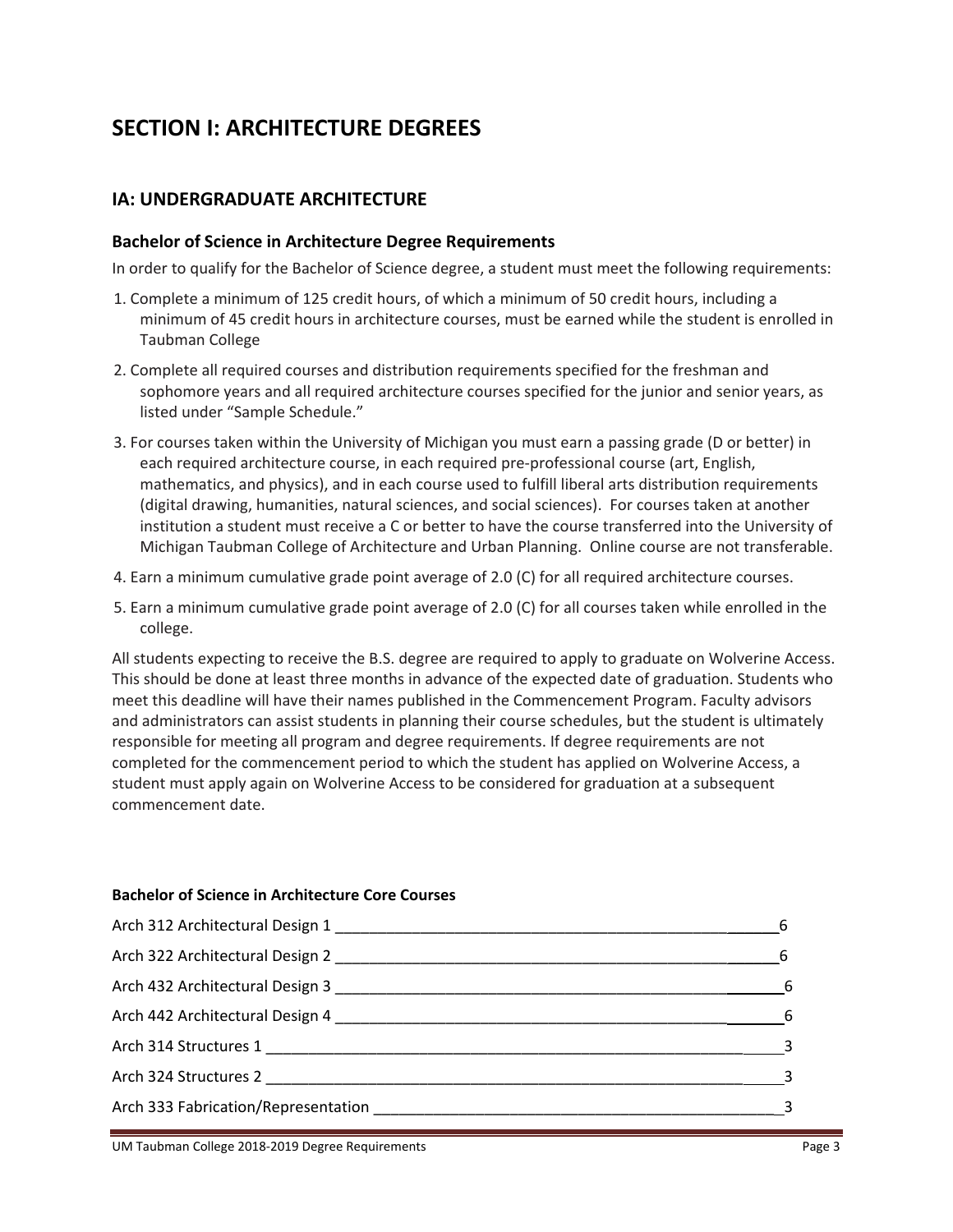# SECTION I: ARCHITECTURE DEGREES

## IA: UNDERGRADUATE ARCHITECTURE

### Bachelor of Science in Architecture Degree Requirements

In order to qualify for the Bachelor of Science degree, a student must meet the following requirements:

1. Complete a minimum of 125 credit hours, of which a minimum of 50 credit hours, including a minimum of 45 credit hours in architecture courses, must be earned while the student is enrolled in Taubman College
2. Complete all required courses and distribution requirements specified for the freshman and sophomore years and all required architecture courses specified for the junior and senior years, as listed under "Sample Schedule."
3. For courses taken within the University of Michigan you must earn a passing grade (D or better) in each required architecture course, in each required pre-professional course (art, English, mathematics, and physics), and in each course used to fulfill liberal arts distribution requirements (digital drawing, humanities, natural sciences, and social sciences). For courses taken at another institution a student must receive a C or better to have the course transferred into the University of Michigan Taubman College of Architecture and Urban Planning. Online course are not transferable.
4. Earn a minimum cumulative grade point average of 2.0 (C) for all required architecture courses.
5. Earn a minimum cumulative grade point average of 2.0 (C) for all courses taken while enrolled in the college.

All students expecting to receive the B.S. degree are required to apply to graduate on Wolverine Access. This should be done at least three months in advance of the expected date of graduation. Students who meet this deadline will have their names published in the Commencement Program. Faculty advisors and administrators can assist students in planning their course schedules, but the student is ultimately responsible for meeting all program and degree requirements. If degree requirements are not completed for the commencement period to which the student has applied on Wolverine Access, a student must apply again on Wolverine Access to be considered for graduation at a subsequent commencement date.

**Bachelor of Science in Architecture Core Courses**

| Course | Credits |
|---|---|
| Arch 312 Architectural Design 1 | 6 |
| Arch 322 Architectural Design 2 | 6 |
| Arch 432 Architectural Design 3 | 6 |
| Arch 442 Architectural Design 4 | 6 |
| Arch 314 Structures 1 | 3 |
| Arch 324 Structures 2 | 3 |
| Arch 333 Fabrication/Representation | 3 |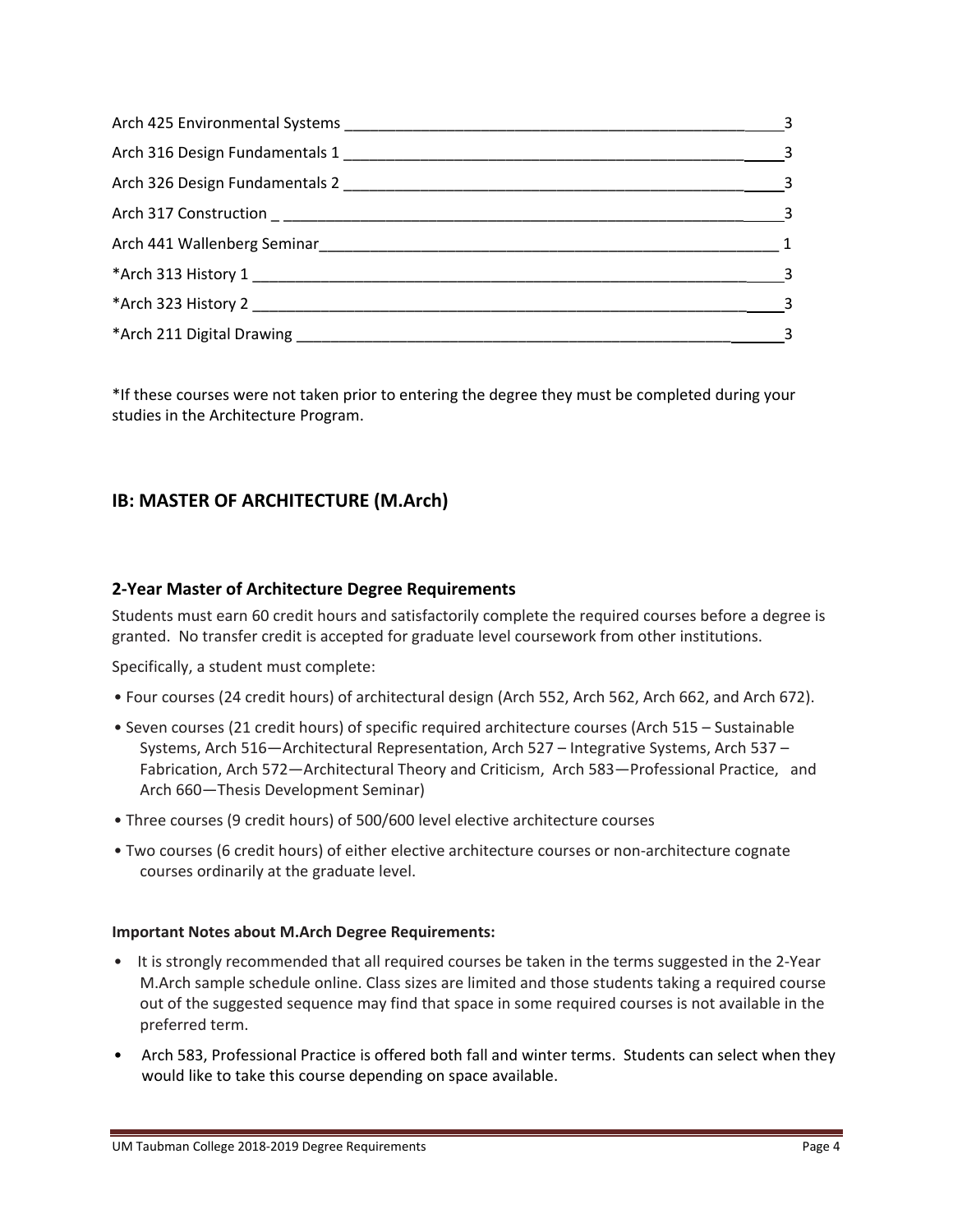| Course | Credits |
|---|---|
| Arch 425 Environmental Systems | 3 |
| Arch 316 Design Fundamentals 1 | 3 |
| Arch 326 Design Fundamentals 2 | 3 |
| Arch 317 Construction | 3 |
| Arch 441 Wallenberg Seminar | 1 |
| *Arch 313 History 1 | 3 |
| *Arch 323 History 2 | 3 |
| *Arch 211 Digital Drawing | 3 |

*If these courses were not taken prior to entering the degree they must be completed during your studies in the Architecture Program.

## IB: MASTER OF ARCHITECTURE (M.Arch)

### 2-Year Master of Architecture Degree Requirements

Students must earn 60 credit hours and satisfactorily complete the required courses before a degree is granted. No transfer credit is accepted for graduate level coursework from other institutions.

Specifically, a student must complete:

- Four courses (24 credit hours) of architectural design (Arch 552, Arch 562, Arch 662, and Arch 672).
- Seven courses (21 credit hours) of specific required architecture courses (Arch 515 – Sustainable Systems, Arch 516—Architectural Representation, Arch 527 – Integrative Systems, Arch 537 – Fabrication, Arch 572—Architectural Theory and Criticism, Arch 583—Professional Practice, and Arch 660—Thesis Development Seminar)
- Three courses (9 credit hours) of 500/600 level elective architecture courses
- Two courses (6 credit hours) of either elective architecture courses or non-architecture cognate courses ordinarily at the graduate level.

**Important Notes about M.Arch Degree Requirements:**

- It is strongly recommended that all required courses be taken in the terms suggested in the 2-Year M.Arch sample schedule online. Class sizes are limited and those students taking a required course out of the suggested sequence may find that space in some required courses is not available in the preferred term.
- Arch 583, Professional Practice is offered both fall and winter terms. Students can select when they would like to take this course depending on space available.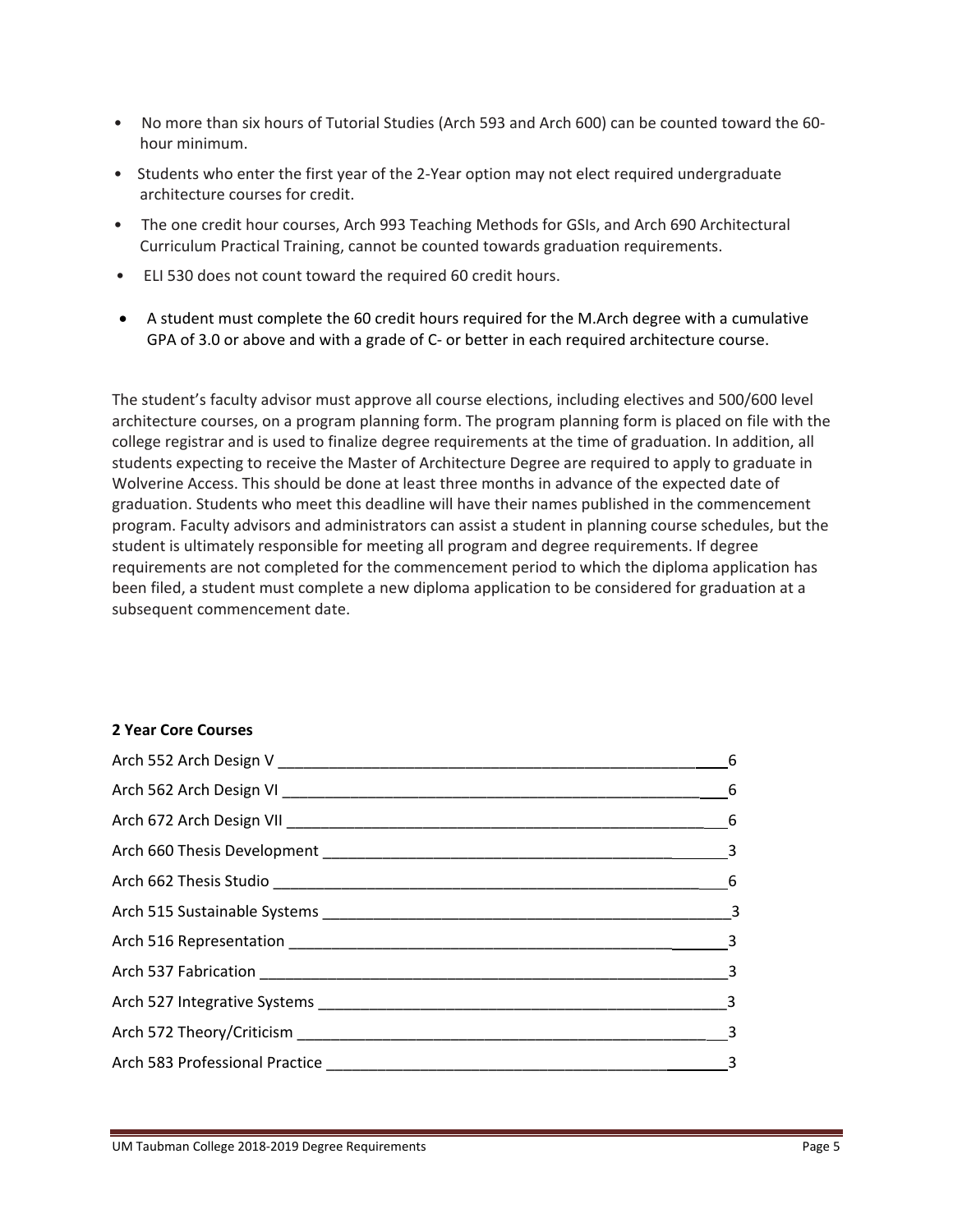- No more than six hours of Tutorial Studies (Arch 593 and Arch 600) can be counted toward the 60-hour minimum.
- Students who enter the first year of the 2-Year option may not elect required undergraduate architecture courses for credit.
- The one credit hour courses, Arch 993 Teaching Methods for GSIs, and Arch 690 Architectural Curriculum Practical Training, cannot be counted towards graduation requirements.
- ELI 530 does not count toward the required 60 credit hours.
- A student must complete the 60 credit hours required for the M.Arch degree with a cumulative GPA of 3.0 or above and with a grade of C- or better in each required architecture course.

The student's faculty advisor must approve all course elections, including electives and 500/600 level architecture courses, on a program planning form. The program planning form is placed on file with the college registrar and is used to finalize degree requirements at the time of graduation. In addition, all students expecting to receive the Master of Architecture Degree are required to apply to graduate in Wolverine Access. This should be done at least three months in advance of the expected date of graduation. Students who meet this deadline will have their names published in the commencement program. Faculty advisors and administrators can assist a student in planning course schedules, but the student is ultimately responsible for meeting all program and degree requirements. If degree requirements are not completed for the commencement period to which the diploma application has been filed, a student must complete a new diploma application to be considered for graduation at a subsequent commencement date.

**2 Year Core Courses**

| Course | Credits |
|---|---|
| Arch 552 Arch Design V | 6 |
| Arch 562 Arch Design VI | 6 |
| Arch 672 Arch Design VII | 6 |
| Arch 660 Thesis Development | 3 |
| Arch 662 Thesis Studio | 6 |
| Arch 515 Sustainable Systems | 3 |
| Arch 516 Representation | 3 |
| Arch 537 Fabrication | 3 |
| Arch 527 Integrative Systems | 3 |
| Arch 572 Theory/Criticism | 3 |
| Arch 583 Professional Practice | 3 |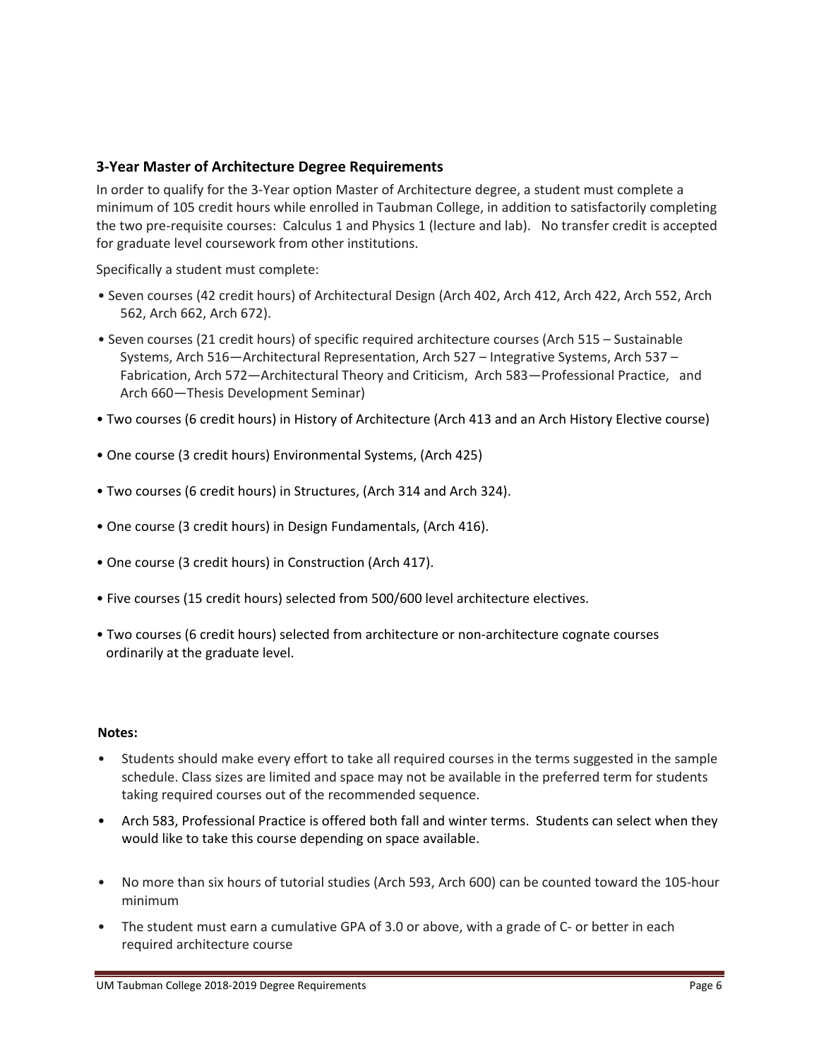### 3-Year Master of Architecture Degree Requirements

In order to qualify for the 3-Year option Master of Architecture degree, a student must complete a minimum of 105 credit hours while enrolled in Taubman College, in addition to satisfactorily completing the two pre-requisite courses: Calculus 1 and Physics 1 (lecture and lab). No transfer credit is accepted for graduate level coursework from other institutions.

Specifically a student must complete:

- Seven courses (42 credit hours) of Architectural Design (Arch 402, Arch 412, Arch 422, Arch 552, Arch 562, Arch 662, Arch 672).
- Seven courses (21 credit hours) of specific required architecture courses (Arch 515 – Sustainable Systems, Arch 516—Architectural Representation, Arch 527 – Integrative Systems, Arch 537 – Fabrication, Arch 572—Architectural Theory and Criticism, Arch 583—Professional Practice, and Arch 660—Thesis Development Seminar)
- Two courses (6 credit hours) in History of Architecture (Arch 413 and an Arch History Elective course)
- One course (3 credit hours) Environmental Systems, (Arch 425)
- Two courses (6 credit hours) in Structures, (Arch 314 and Arch 324).
- One course (3 credit hours) in Design Fundamentals, (Arch 416).
- One course (3 credit hours) in Construction (Arch 417).
- Five courses (15 credit hours) selected from 500/600 level architecture electives.
- Two courses (6 credit hours) selected from architecture or non-architecture cognate courses ordinarily at the graduate level.

**Notes:**

- Students should make every effort to take all required courses in the terms suggested in the sample schedule. Class sizes are limited and space may not be available in the preferred term for students taking required courses out of the recommended sequence.
- Arch 583, Professional Practice is offered both fall and winter terms. Students can select when they would like to take this course depending on space available.
- No more than six hours of tutorial studies (Arch 593, Arch 600) can be counted toward the 105-hour minimum
- The student must earn a cumulative GPA of 3.0 or above, with a grade of C- or better in each required architecture course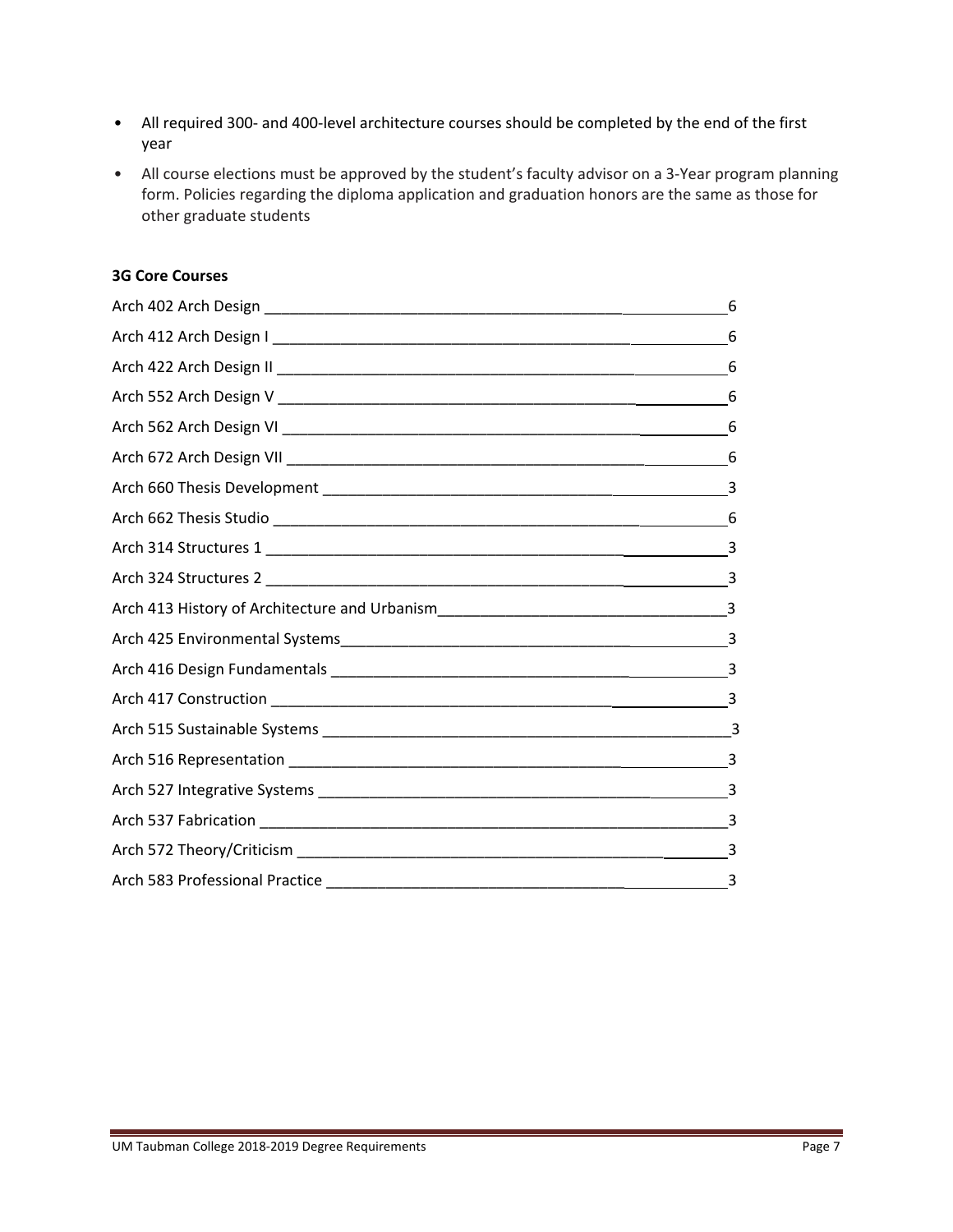- All required 300- and 400-level architecture courses should be completed by the end of the first year
- All course elections must be approved by the student's faculty advisor on a 3-Year program planning form. Policies regarding the diploma application and graduation honors are the same as those for other graduate students

**3G Core Courses**

| Course | Credits |
|---|---|
| Arch 402 Arch Design | 6 |
| Arch 412 Arch Design I | 6 |
| Arch 422 Arch Design II | 6 |
| Arch 552 Arch Design V | 6 |
| Arch 562 Arch Design VI | 6 |
| Arch 672 Arch Design VII | 6 |
| Arch 660 Thesis Development | 3 |
| Arch 662 Thesis Studio | 6 |
| Arch 314 Structures 1 | 3 |
| Arch 324 Structures 2 | 3 |
| Arch 413 History of Architecture and Urbanism | 3 |
| Arch 425 Environmental Systems | 3 |
| Arch 416 Design Fundamentals | 3 |
| Arch 417 Construction | 3 |
| Arch 515 Sustainable Systems | 3 |
| Arch 516 Representation | 3 |
| Arch 527 Integrative Systems | 3 |
| Arch 537 Fabrication | 3 |
| Arch 572 Theory/Criticism | 3 |
| Arch 583 Professional Practice | 3 |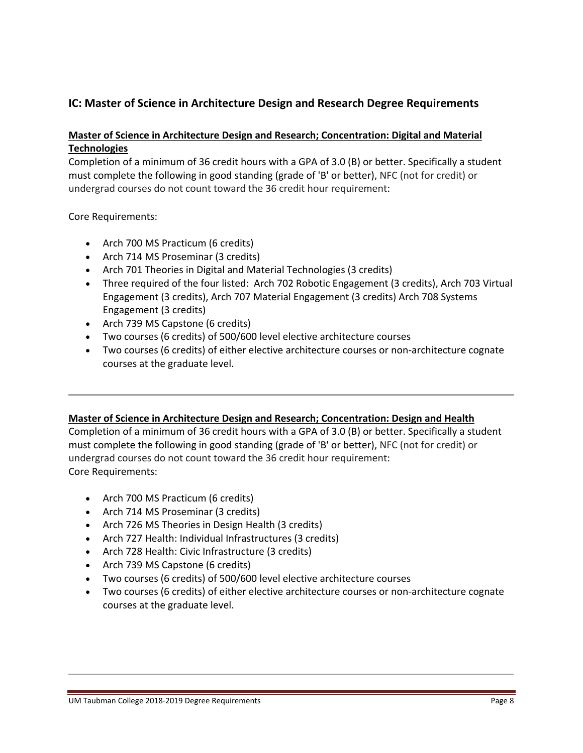## IC: Master of Science in Architecture Design and Research Degree Requirements

### Master of Science in Architecture Design and Research; Concentration: Digital and Material Technologies

Completion of a minimum of 36 credit hours with a GPA of 3.0 (B) or better. Specifically a student must complete the following in good standing (grade of 'B' or better), NFC (not for credit) or undergrad courses do not count toward the 36 credit hour requirement:

Core Requirements:

- Arch 700 MS Practicum (6 credits)
- Arch 714 MS Proseminar (3 credits)
- Arch 701 Theories in Digital and Material Technologies (3 credits)
- Three required of the four listed: Arch 702 Robotic Engagement (3 credits), Arch 703 Virtual Engagement (3 credits), Arch 707 Material Engagement (3 credits) Arch 708 Systems Engagement (3 credits)
- Arch 739 MS Capstone (6 credits)
- Two courses (6 credits) of 500/600 level elective architecture courses
- Two courses (6 credits) of either elective architecture courses or non-architecture cognate courses at the graduate level.

---

### Master of Science in Architecture Design and Research; Concentration: Design and Health

Completion of a minimum of 36 credit hours with a GPA of 3.0 (B) or better. Specifically a student must complete the following in good standing (grade of 'B' or better), NFC (not for credit) or undergrad courses do not count toward the 36 credit hour requirement:

Core Requirements:

- Arch 700 MS Practicum (6 credits)
- Arch 714 MS Proseminar (3 credits)
- Arch 726 MS Theories in Design Health (3 credits)
- Arch 727 Health: Individual Infrastructures (3 credits)
- Arch 728 Health: Civic Infrastructure (3 credits)
- Arch 739 MS Capstone (6 credits)
- Two courses (6 credits) of 500/600 level elective architecture courses
- Two courses (6 credits) of either elective architecture courses or non-architecture cognate courses at the graduate level.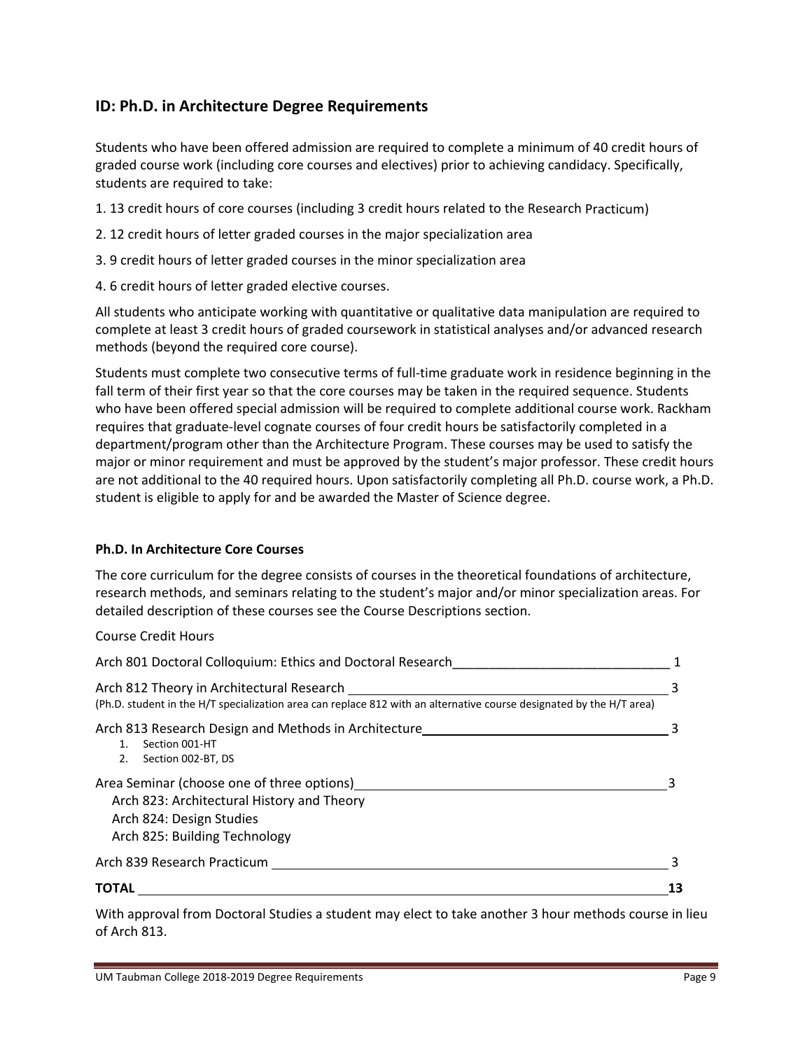## ID: Ph.D. in Architecture Degree Requirements

Students who have been offered admission are required to complete a minimum of 40 credit hours of graded course work (including core courses and electives) prior to achieving candidacy. Specifically, students are required to take:

1. 13 credit hours of core courses (including 3 credit hours related to the Research Practicum)
2. 12 credit hours of letter graded courses in the major specialization area
3. 9 credit hours of letter graded courses in the minor specialization area
4. 6 credit hours of letter graded elective courses.

All students who anticipate working with quantitative or qualitative data manipulation are required to complete at least 3 credit hours of graded coursework in statistical analyses and/or advanced research methods (beyond the required core course).

Students must complete two consecutive terms of full-time graduate work in residence beginning in the fall term of their first year so that the core courses may be taken in the required sequence. Students who have been offered special admission will be required to complete additional course work. Rackham requires that graduate-level cognate courses of four credit hours be satisfactorily completed in a department/program other than the Architecture Program. These courses may be used to satisfy the major or minor requirement and must be approved by the student's major professor. These credit hours are not additional to the 40 required hours. Upon satisfactorily completing all Ph.D. course work, a Ph.D. student is eligible to apply for and be awarded the Master of Science degree.

### Ph.D. In Architecture Core Courses

The core curriculum for the degree consists of courses in the theoretical foundations of architecture, research methods, and seminars relating to the student's major and/or minor specialization areas. For detailed description of these courses see the Course Descriptions section.

| Course | Credit Hours |
|---|---|
| Arch 801 Doctoral Colloquium: Ethics and Doctoral Research | 1 |
| Arch 812 Theory in Architectural Research<br>(Ph.D. student in the H/T specialization area can replace 812 with an alternative course designated by the H/T area) | 3 |
| Arch 813 Research Design and Methods in Architecture<br>1. Section 001-HT<br>2. Section 002-BT, DS | 3 |
| Area Seminar (choose one of three options)<br>Arch 823: Architectural History and Theory<br>Arch 824: Design Studies<br>Arch 825: Building Technology | 3 |
| Arch 839 Research Practicum | 3 |
| **TOTAL** | **13** |

With approval from Doctoral Studies a student may elect to take another 3 hour methods course in lieu of Arch 813.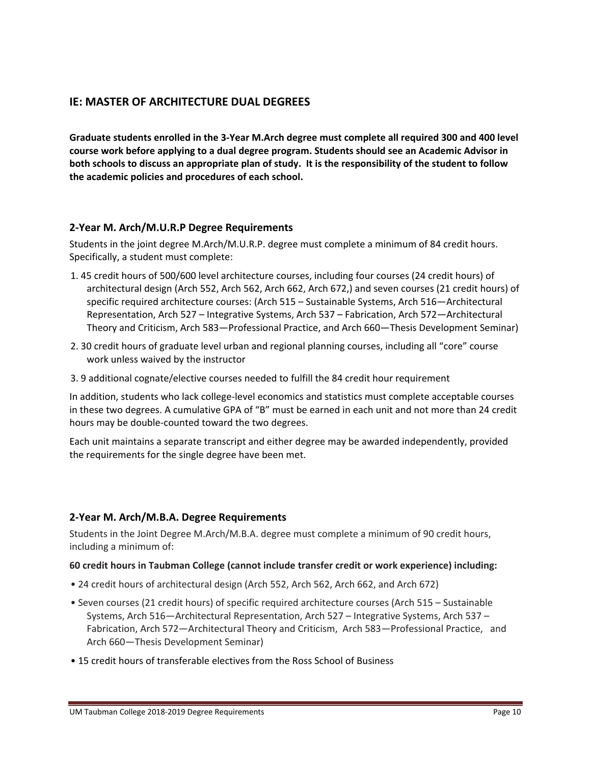## IE: MASTER OF ARCHITECTURE DUAL DEGREES

**Graduate students enrolled in the 3-Year M.Arch degree must complete all required 300 and 400 level course work before applying to a dual degree program. Students should see an Academic Advisor in both schools to discuss an appropriate plan of study. It is the responsibility of the student to follow the academic policies and procedures of each school.**

### 2-Year M. Arch/M.U.R.P Degree Requirements

Students in the joint degree M.Arch/M.U.R.P. degree must complete a minimum of 84 credit hours. Specifically, a student must complete:

1. 45 credit hours of 500/600 level architecture courses, including four courses (24 credit hours) of architectural design (Arch 552, Arch 562, Arch 662, Arch 672,) and seven courses (21 credit hours) of specific required architecture courses: (Arch 515 – Sustainable Systems, Arch 516—Architectural Representation, Arch 527 – Integrative Systems, Arch 537 – Fabrication, Arch 572—Architectural Theory and Criticism, Arch 583—Professional Practice, and Arch 660—Thesis Development Seminar)
2. 30 credit hours of graduate level urban and regional planning courses, including all "core" course work unless waived by the instructor
3. 9 additional cognate/elective courses needed to fulfill the 84 credit hour requirement

In addition, students who lack college-level economics and statistics must complete acceptable courses in these two degrees. A cumulative GPA of "B" must be earned in each unit and not more than 24 credit hours may be double-counted toward the two degrees.

Each unit maintains a separate transcript and either degree may be awarded independently, provided the requirements for the single degree have been met.

### 2-Year M. Arch/M.B.A. Degree Requirements

Students in the Joint Degree M.Arch/M.B.A. degree must complete a minimum of 90 credit hours, including a minimum of:

**60 credit hours in Taubman College (cannot include transfer credit or work experience) including:**

- 24 credit hours of architectural design (Arch 552, Arch 562, Arch 662, and Arch 672)
- Seven courses (21 credit hours) of specific required architecture courses (Arch 515 – Sustainable Systems, Arch 516—Architectural Representation, Arch 527 – Integrative Systems, Arch 537 – Fabrication, Arch 572—Architectural Theory and Criticism, Arch 583—Professional Practice, and Arch 660—Thesis Development Seminar)
- 15 credit hours of transferable electives from the Ross School of Business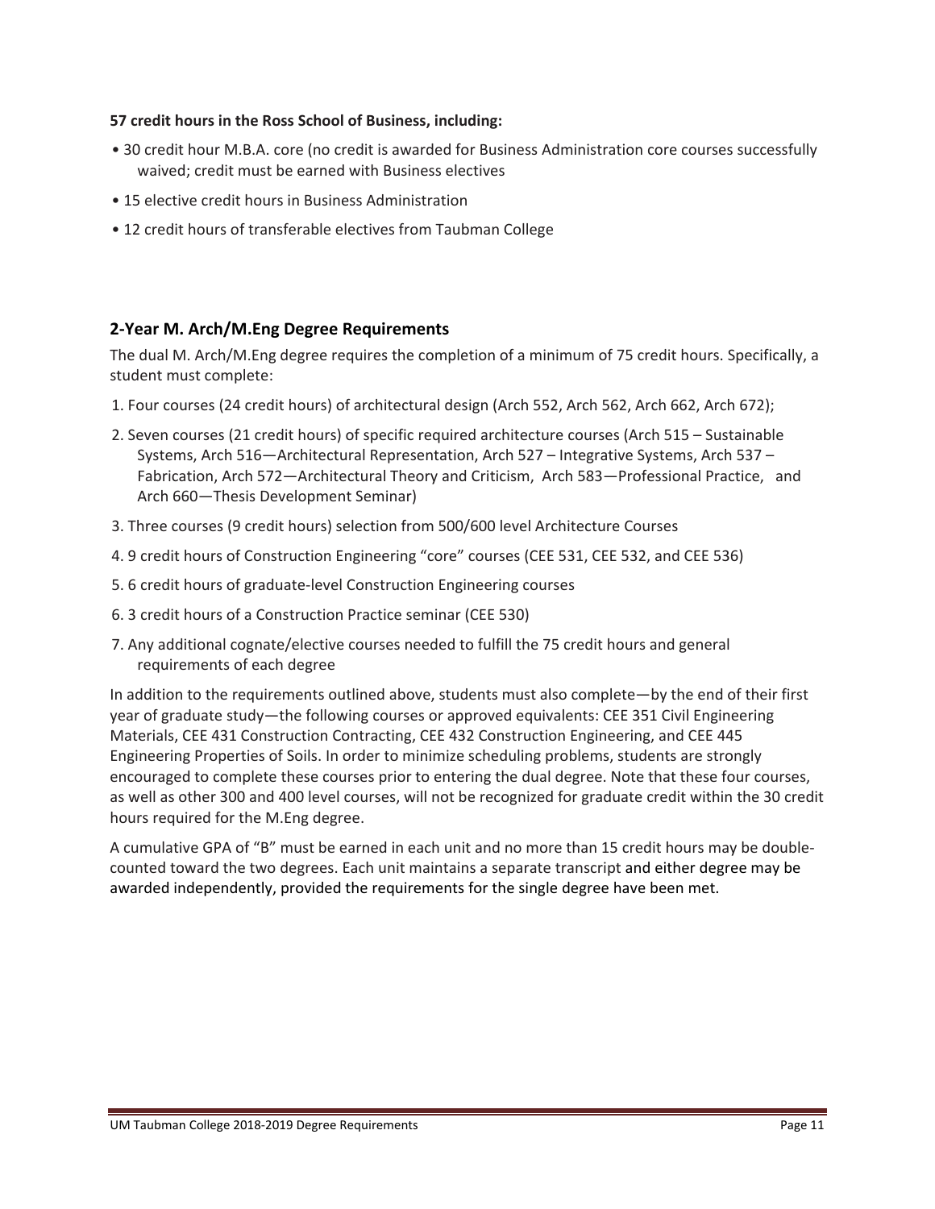**57 credit hours in the Ross School of Business, including:**

- 30 credit hour M.B.A. core (no credit is awarded for Business Administration core courses successfully waived; credit must be earned with Business electives
- 15 elective credit hours in Business Administration
- 12 credit hours of transferable electives from Taubman College

## 2-Year M. Arch/M.Eng Degree Requirements

The dual M. Arch/M.Eng degree requires the completion of a minimum of 75 credit hours. Specifically, a student must complete:

1. Four courses (24 credit hours) of architectural design (Arch 552, Arch 562, Arch 662, Arch 672);
2. Seven courses (21 credit hours) of specific required architecture courses (Arch 515 – Sustainable Systems, Arch 516—Architectural Representation, Arch 527 – Integrative Systems, Arch 537 – Fabrication, Arch 572—Architectural Theory and Criticism, Arch 583—Professional Practice, and Arch 660—Thesis Development Seminar)
3. Three courses (9 credit hours) selection from 500/600 level Architecture Courses
4. 9 credit hours of Construction Engineering "core" courses (CEE 531, CEE 532, and CEE 536)
5. 6 credit hours of graduate-level Construction Engineering courses
6. 3 credit hours of a Construction Practice seminar (CEE 530)
7. Any additional cognate/elective courses needed to fulfill the 75 credit hours and general requirements of each degree

In addition to the requirements outlined above, students must also complete—by the end of their first year of graduate study—the following courses or approved equivalents: CEE 351 Civil Engineering Materials, CEE 431 Construction Contracting, CEE 432 Construction Engineering, and CEE 445 Engineering Properties of Soils. In order to minimize scheduling problems, students are strongly encouraged to complete these courses prior to entering the dual degree. Note that these four courses, as well as other 300 and 400 level courses, will not be recognized for graduate credit within the 30 credit hours required for the M.Eng degree.

A cumulative GPA of "B" must be earned in each unit and no more than 15 credit hours may be double-counted toward the two degrees. Each unit maintains a separate transcript and either degree may be awarded independently, provided the requirements for the single degree have been met.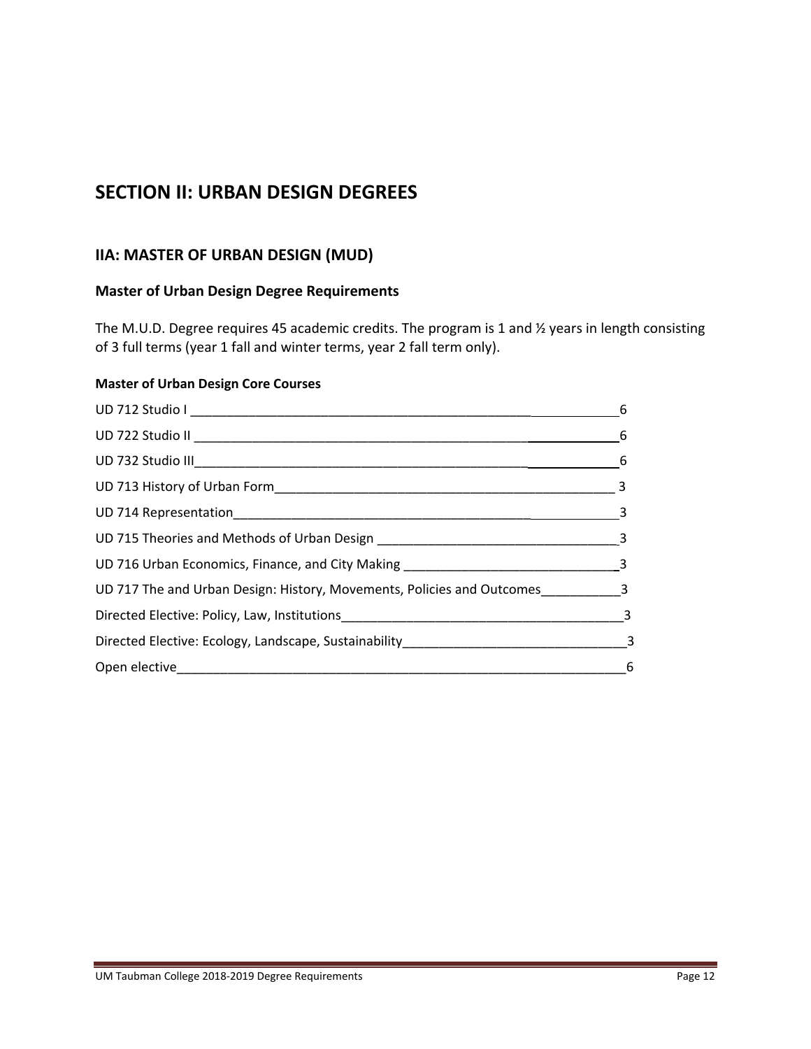# SECTION II: URBAN DESIGN DEGREES

## IIA: MASTER OF URBAN DESIGN (MUD)

### Master of Urban Design Degree Requirements

The M.U.D. Degree requires 45 academic credits. The program is 1 and ½ years in length consisting of 3 full terms (year 1 fall and winter terms, year 2 fall term only).

#### Master of Urban Design Core Courses

| Course | Credits |
|---|---|
| UD 712 Studio I | 6 |
| UD 722 Studio II | 6 |
| UD 732 Studio III | 6 |
| UD 713 History of Urban Form | 3 |
| UD 714 Representation | 3 |
| UD 715 Theories and Methods of Urban Design | 3 |
| UD 716 Urban Economics, Finance, and City Making | 3 |
| UD 717 The and Urban Design: History, Movements, Policies and Outcomes | 3 |
| Directed Elective: Policy, Law, Institutions | 3 |
| Directed Elective: Ecology, Landscape, Sustainability | 3 |
| Open elective | 6 |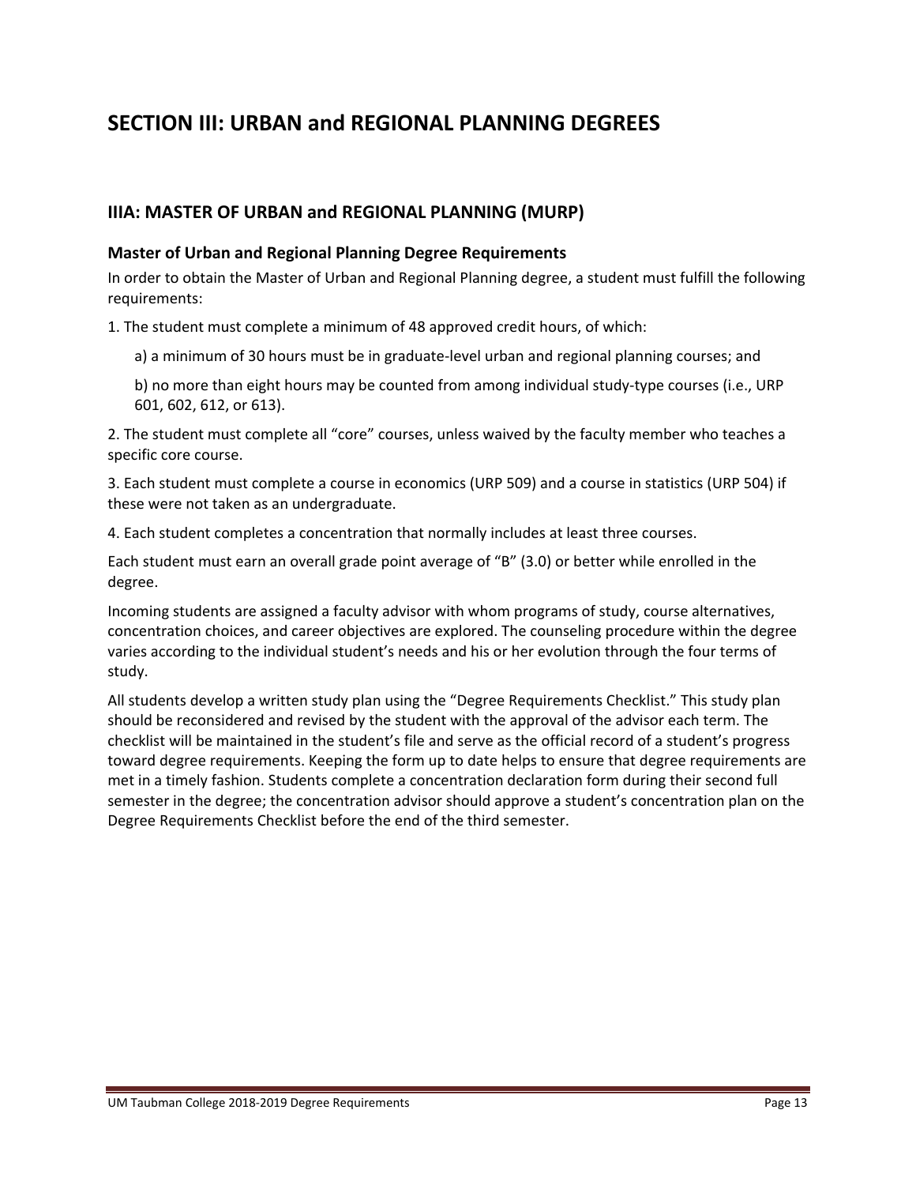# SECTION III: URBAN and REGIONAL PLANNING DEGREES

## IIIA: MASTER OF URBAN and REGIONAL PLANNING (MURP)

### Master of Urban and Regional Planning Degree Requirements

In order to obtain the Master of Urban and Regional Planning degree, a student must fulfill the following requirements:

1. The student must complete a minimum of 48 approved credit hours, of which:

   a) a minimum of 30 hours must be in graduate-level urban and regional planning courses; and

   b) no more than eight hours may be counted from among individual study-type courses (i.e., URP 601, 602, 612, or 613).

2. The student must complete all "core" courses, unless waived by the faculty member who teaches a specific core course.

3. Each student must complete a course in economics (URP 509) and a course in statistics (URP 504) if these were not taken as an undergraduate.

4. Each student completes a concentration that normally includes at least three courses.

Each student must earn an overall grade point average of "B" (3.0) or better while enrolled in the degree.

Incoming students are assigned a faculty advisor with whom programs of study, course alternatives, concentration choices, and career objectives are explored. The counseling procedure within the degree varies according to the individual student's needs and his or her evolution through the four terms of study.

All students develop a written study plan using the "Degree Requirements Checklist." This study plan should be reconsidered and revised by the student with the approval of the advisor each term. The checklist will be maintained in the student's file and serve as the official record of a student's progress toward degree requirements. Keeping the form up to date helps to ensure that degree requirements are met in a timely fashion. Students complete a concentration declaration form during their second full semester in the degree; the concentration advisor should approve a student's concentration plan on the Degree Requirements Checklist before the end of the third semester.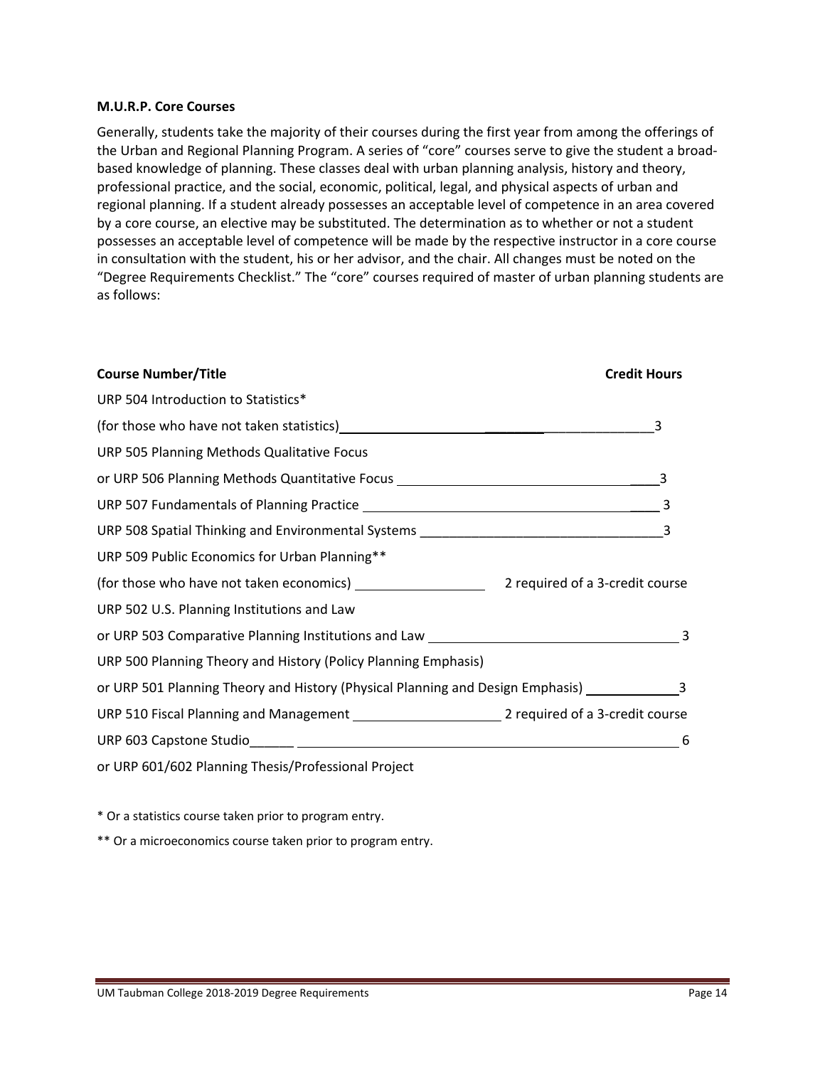**M.U.R.P. Core Courses**

Generally, students take the majority of their courses during the first year from among the offerings of the Urban and Regional Planning Program. A series of "core" courses serve to give the student a broad-based knowledge of planning. These classes deal with urban planning analysis, history and theory, professional practice, and the social, economic, political, legal, and physical aspects of urban and regional planning. If a student already possesses an acceptable level of competence in an area covered by a core course, an elective may be substituted. The determination as to whether or not a student possesses an acceptable level of competence will be made by the respective instructor in a core course in consultation with the student, his or her advisor, and the chair. All changes must be noted on the "Degree Requirements Checklist." The "core" courses required of master of urban planning students are as follows:

| Course Number/Title | Credit Hours |
|---|---|
| URP 504 Introduction to Statistics* (for those who have not taken statistics) | 3 |
| URP 505 Planning Methods Qualitative Focus or URP 506 Planning Methods Quantitative Focus | 3 |
| URP 507 Fundamentals of Planning Practice | 3 |
| URP 508 Spatial Thinking and Environmental Systems | 3 |
| URP 509 Public Economics for Urban Planning** (for those who have not taken economics) | 2 required of a 3-credit course |
| URP 502 U.S. Planning Institutions and Law or URP 503 Comparative Planning Institutions and Law | 3 |
| URP 500 Planning Theory and History (Policy Planning Emphasis) or URP 501 Planning Theory and History (Physical Planning and Design Emphasis) | 3 |
| URP 510 Fiscal Planning and Management | 2 required of a 3-credit course |
| URP 603 Capstone Studio or URP 601/602 Planning Thesis/Professional Project | 6 |

\* Or a statistics course taken prior to program entry.

\** Or a microeconomics course taken prior to program entry.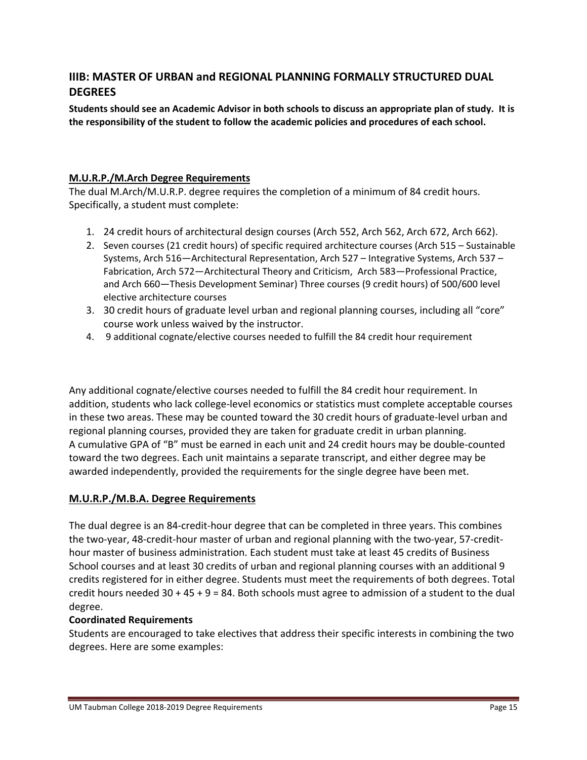## IIIB: MASTER OF URBAN and REGIONAL PLANNING FORMALLY STRUCTURED DUAL DEGREES

**Students should see an Academic Advisor in both schools to discuss an appropriate plan of study. It is the responsibility of the student to follow the academic policies and procedures of each school.**

### M.U.R.P./M.Arch Degree Requirements

The dual M.Arch/M.U.R.P. degree requires the completion of a minimum of 84 credit hours. Specifically, a student must complete:

1. 24 credit hours of architectural design courses (Arch 552, Arch 562, Arch 672, Arch 662).
2. Seven courses (21 credit hours) of specific required architecture courses (Arch 515 – Sustainable Systems, Arch 516—Architectural Representation, Arch 527 – Integrative Systems, Arch 537 – Fabrication, Arch 572—Architectural Theory and Criticism, Arch 583—Professional Practice, and Arch 660—Thesis Development Seminar) Three courses (9 credit hours) of 500/600 level elective architecture courses
3. 30 credit hours of graduate level urban and regional planning courses, including all "core" course work unless waived by the instructor.
4. 9 additional cognate/elective courses needed to fulfill the 84 credit hour requirement

Any additional cognate/elective courses needed to fulfill the 84 credit hour requirement. In addition, students who lack college-level economics or statistics must complete acceptable courses in these two areas. These may be counted toward the 30 credit hours of graduate-level urban and regional planning courses, provided they are taken for graduate credit in urban planning. A cumulative GPA of "B" must be earned in each unit and 24 credit hours may be double-counted toward the two degrees. Each unit maintains a separate transcript, and either degree may be awarded independently, provided the requirements for the single degree have been met.

### M.U.R.P./M.B.A. Degree Requirements

The dual degree is an 84-credit-hour degree that can be completed in three years. This combines the two-year, 48-credit-hour master of urban and regional planning with the two-year, 57-credit-hour master of business administration. Each student must take at least 45 credits of Business School courses and at least 30 credits of urban and regional planning courses with an additional 9 credits registered for in either degree. Students must meet the requirements of both degrees. Total credit hours needed 30 + 45 + 9 = 84. Both schools must agree to admission of a student to the dual degree.

**Coordinated Requirements**

Students are encouraged to take electives that address their specific interests in combining the two degrees. Here are some examples: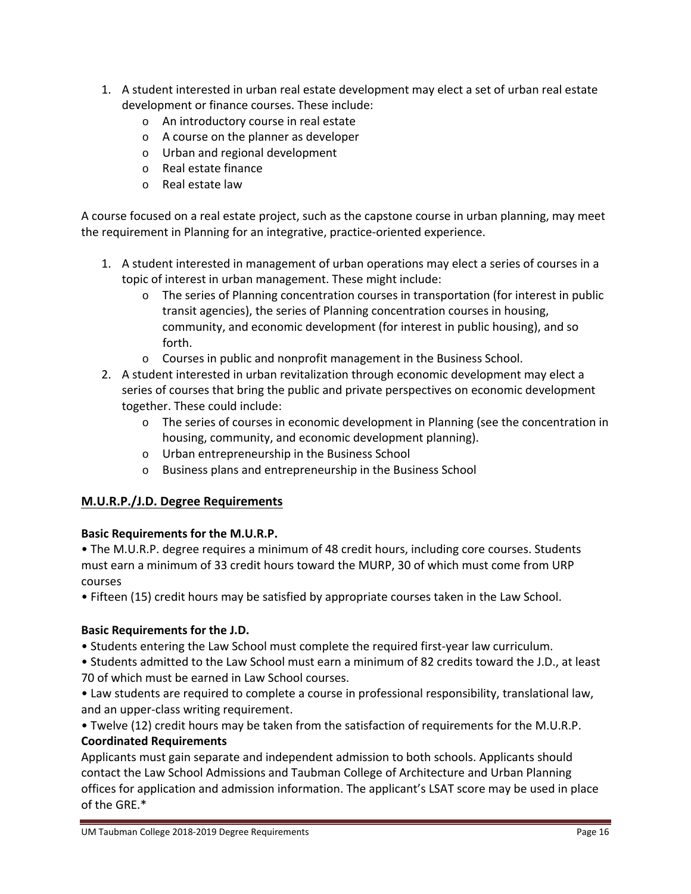1. A student interested in urban real estate development may elect a set of urban real estate development or finance courses. These include:
   - An introductory course in real estate
   - A course on the planner as developer
   - Urban and regional development
   - Real estate finance
   - Real estate law

A course focused on a real estate project, such as the capstone course in urban planning, may meet the requirement in Planning for an integrative, practice-oriented experience.

1. A student interested in management of urban operations may elect a series of courses in a topic of interest in urban management. These might include:
   - The series of Planning concentration courses in transportation (for interest in public transit agencies), the series of Planning concentration courses in housing, community, and economic development (for interest in public housing), and so forth.
   - Courses in public and nonprofit management in the Business School.
2. A student interested in urban revitalization through economic development may elect a series of courses that bring the public and private perspectives on economic development together. These could include:
   - The series of courses in economic development in Planning (see the concentration in housing, community, and economic development planning).
   - Urban entrepreneurship in the Business School
   - Business plans and entrepreneurship in the Business School

## M.U.R.P./J.D. Degree Requirements

**Basic Requirements for the M.U.R.P.**

- The M.U.R.P. degree requires a minimum of 48 credit hours, including core courses. Students must earn a minimum of 33 credit hours toward the MURP, 30 of which must come from URP courses
- Fifteen (15) credit hours may be satisfied by appropriate courses taken in the Law School.

**Basic Requirements for the J.D.**

- Students entering the Law School must complete the required first-year law curriculum.
- Students admitted to the Law School must earn a minimum of 82 credits toward the J.D., at least 70 of which must be earned in Law School courses.
- Law students are required to complete a course in professional responsibility, translational law, and an upper-class writing requirement.
- Twelve (12) credit hours may be taken from the satisfaction of requirements for the M.U.R.P.

**Coordinated Requirements**

Applicants must gain separate and independent admission to both schools. Applicants should contact the Law School Admissions and Taubman College of Architecture and Urban Planning offices for application and admission information. The applicant's LSAT score may be used in place of the GRE.*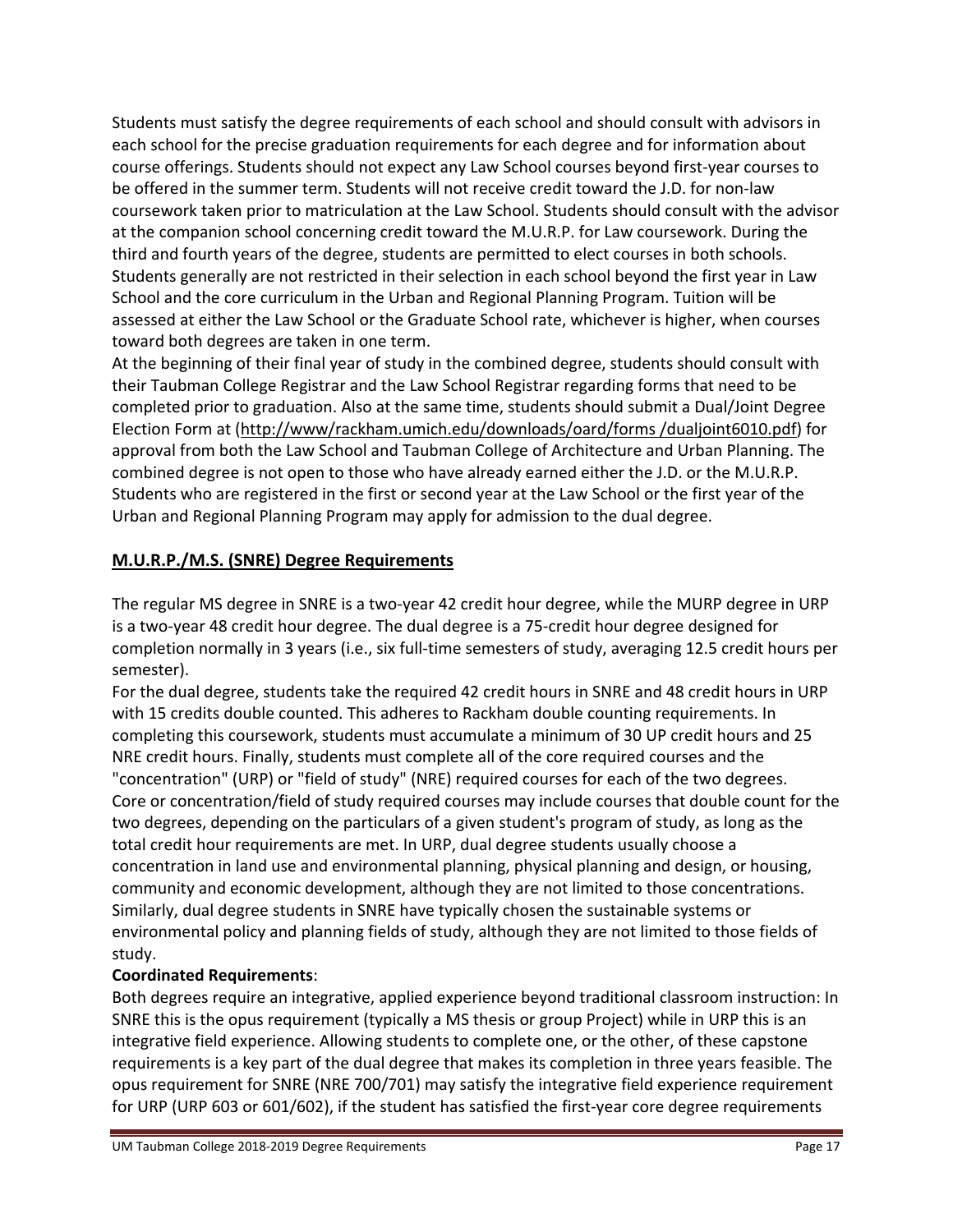Students must satisfy the degree requirements of each school and should consult with advisors in each school for the precise graduation requirements for each degree and for information about course offerings. Students should not expect any Law School courses beyond first-year courses to be offered in the summer term. Students will not receive credit toward the J.D. for non-law coursework taken prior to matriculation at the Law School. Students should consult with the advisor at the companion school concerning credit toward the M.U.R.P. for Law coursework. During the third and fourth years of the degree, students are permitted to elect courses in both schools. Students generally are not restricted in their selection in each school beyond the first year in Law School and the core curriculum in the Urban and Regional Planning Program. Tuition will be assessed at either the Law School or the Graduate School rate, whichever is higher, when courses toward both degrees are taken in one term.

At the beginning of their final year of study in the combined degree, students should consult with their Taubman College Registrar and the Law School Registrar regarding forms that need to be completed prior to graduation. Also at the same time, students should submit a Dual/Joint Degree Election Form at (http://www/rackham.umich.edu/downloads/oard/forms /dualjoint6010.pdf) for approval from both the Law School and Taubman College of Architecture and Urban Planning. The combined degree is not open to those who have already earned either the J.D. or the M.U.R.P. Students who are registered in the first or second year at the Law School or the first year of the Urban and Regional Planning Program may apply for admission to the dual degree.

## M.U.R.P./M.S. (SNRE) Degree Requirements

The regular MS degree in SNRE is a two-year 42 credit hour degree, while the MURP degree in URP is a two-year 48 credit hour degree. The dual degree is a 75-credit hour degree designed for completion normally in 3 years (i.e., six full-time semesters of study, averaging 12.5 credit hours per semester).

For the dual degree, students take the required 42 credit hours in SNRE and 48 credit hours in URP with 15 credits double counted. This adheres to Rackham double counting requirements. In completing this coursework, students must accumulate a minimum of 30 UP credit hours and 25 NRE credit hours. Finally, students must complete all of the core required courses and the "concentration" (URP) or "field of study" (NRE) required courses for each of the two degrees. Core or concentration/field of study required courses may include courses that double count for the two degrees, depending on the particulars of a given student's program of study, as long as the total credit hour requirements are met. In URP, dual degree students usually choose a concentration in land use and environmental planning, physical planning and design, or housing, community and economic development, although they are not limited to those concentrations. Similarly, dual degree students in SNRE have typically chosen the sustainable systems or environmental policy and planning fields of study, although they are not limited to those fields of study.

**Coordinated Requirements**:

Both degrees require an integrative, applied experience beyond traditional classroom instruction: In SNRE this is the opus requirement (typically a MS thesis or group Project) while in URP this is an integrative field experience. Allowing students to complete one, or the other, of these capstone requirements is a key part of the dual degree that makes its completion in three years feasible. The opus requirement for SNRE (NRE 700/701) may satisfy the integrative field experience requirement for URP (URP 603 or 601/602), if the student has satisfied the first-year core degree requirements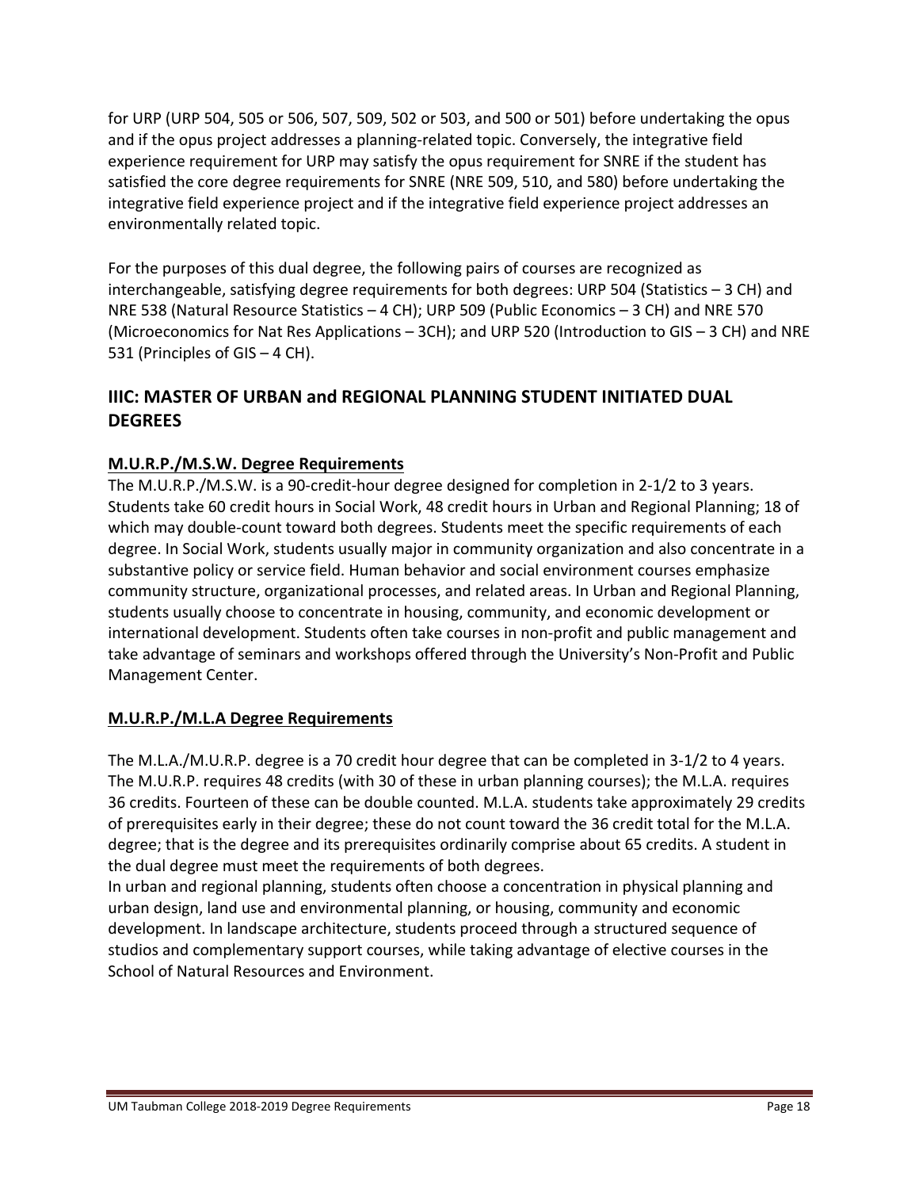for URP (URP 504, 505 or 506, 507, 509, 502 or 503, and 500 or 501) before undertaking the opus and if the opus project addresses a planning-related topic. Conversely, the integrative field experience requirement for URP may satisfy the opus requirement for SNRE if the student has satisfied the core degree requirements for SNRE (NRE 509, 510, and 580) before undertaking the integrative field experience project and if the integrative field experience project addresses an environmentally related topic.

For the purposes of this dual degree, the following pairs of courses are recognized as interchangeable, satisfying degree requirements for both degrees: URP 504 (Statistics – 3 CH) and NRE 538 (Natural Resource Statistics – 4 CH); URP 509 (Public Economics – 3 CH) and NRE 570 (Microeconomics for Nat Res Applications – 3CH); and URP 520 (Introduction to GIS – 3 CH) and NRE 531 (Principles of GIS – 4 CH).

## IIIC: MASTER OF URBAN and REGIONAL PLANNING STUDENT INITIATED DUAL DEGREES

### M.U.R.P./M.S.W. Degree Requirements

The M.U.R.P./M.S.W. is a 90-credit-hour degree designed for completion in 2-1/2 to 3 years. Students take 60 credit hours in Social Work, 48 credit hours in Urban and Regional Planning; 18 of which may double-count toward both degrees. Students meet the specific requirements of each degree. In Social Work, students usually major in community organization and also concentrate in a substantive policy or service field. Human behavior and social environment courses emphasize community structure, organizational processes, and related areas. In Urban and Regional Planning, students usually choose to concentrate in housing, community, and economic development or international development. Students often take courses in non-profit and public management and take advantage of seminars and workshops offered through the University's Non-Profit and Public Management Center.

### M.U.R.P./M.L.A Degree Requirements

The M.L.A./M.U.R.P. degree is a 70 credit hour degree that can be completed in 3-1/2 to 4 years. The M.U.R.P. requires 48 credits (with 30 of these in urban planning courses); the M.L.A. requires 36 credits. Fourteen of these can be double counted. M.L.A. students take approximately 29 credits of prerequisites early in their degree; these do not count toward the 36 credit total for the M.L.A. degree; that is the degree and its prerequisites ordinarily comprise about 65 credits. A student in the dual degree must meet the requirements of both degrees.

In urban and regional planning, students often choose a concentration in physical planning and urban design, land use and environmental planning, or housing, community and economic development. In landscape architecture, students proceed through a structured sequence of studios and complementary support courses, while taking advantage of elective courses in the School of Natural Resources and Environment.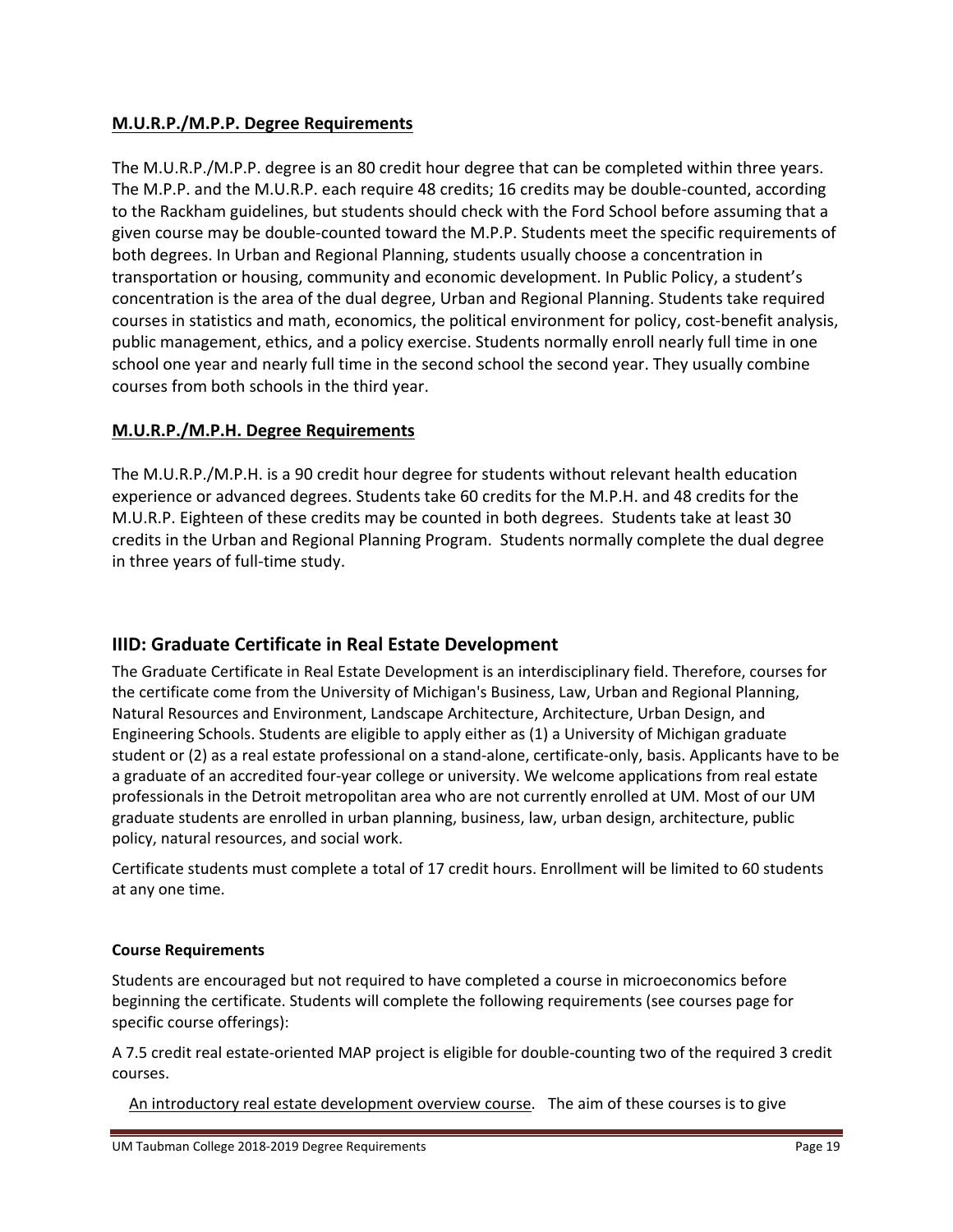**M.U.R.P./M.P.P. Degree Requirements**

The M.U.R.P./M.P.P. degree is an 80 credit hour degree that can be completed within three years. The M.P.P. and the M.U.R.P. each require 48 credits; 16 credits may be double-counted, according to the Rackham guidelines, but students should check with the Ford School before assuming that a given course may be double-counted toward the M.P.P. Students meet the specific requirements of both degrees. In Urban and Regional Planning, students usually choose a concentration in transportation or housing, community and economic development. In Public Policy, a student's concentration is the area of the dual degree, Urban and Regional Planning. Students take required courses in statistics and math, economics, the political environment for policy, cost-benefit analysis, public management, ethics, and a policy exercise. Students normally enroll nearly full time in one school one year and nearly full time in the second school the second year. They usually combine courses from both schools in the third year.

**M.U.R.P./M.P.H. Degree Requirements**

The M.U.R.P./M.P.H. is a 90 credit hour degree for students without relevant health education experience or advanced degrees. Students take 60 credits for the M.P.H. and 48 credits for the M.U.R.P. Eighteen of these credits may be counted in both degrees. Students take at least 30 credits in the Urban and Regional Planning Program. Students normally complete the dual degree in three years of full-time study.

## IIID: Graduate Certificate in Real Estate Development

The Graduate Certificate in Real Estate Development is an interdisciplinary field. Therefore, courses for the certificate come from the University of Michigan's Business, Law, Urban and Regional Planning, Natural Resources and Environment, Landscape Architecture, Architecture, Urban Design, and Engineering Schools. Students are eligible to apply either as (1) a University of Michigan graduate student or (2) as a real estate professional on a stand-alone, certificate-only, basis. Applicants have to be a graduate of an accredited four-year college or university. We welcome applications from real estate professionals in the Detroit metropolitan area who are not currently enrolled at UM. Most of our UM graduate students are enrolled in urban planning, business, law, urban design, architecture, public policy, natural resources, and social work.

Certificate students must complete a total of 17 credit hours. Enrollment will be limited to 60 students at any one time.

**Course Requirements**

Students are encouraged but not required to have completed a course in microeconomics before beginning the certificate. Students will complete the following requirements (see courses page for specific course offerings):

A 7.5 credit real estate-oriented MAP project is eligible for double-counting two of the required 3 credit courses.

An introductory real estate development overview course. The aim of these courses is to give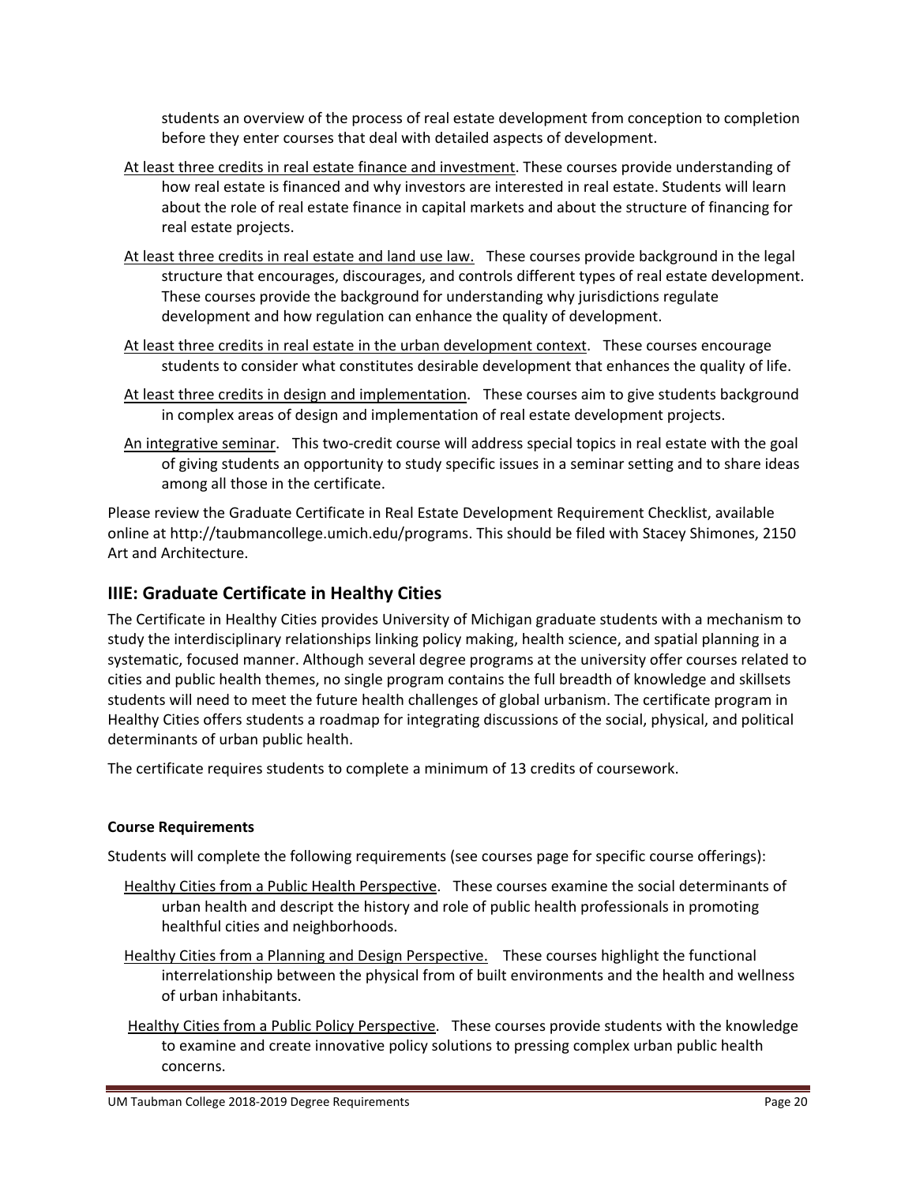students an overview of the process of real estate development from conception to completion before they enter courses that deal with detailed aspects of development.

At least three credits in real estate finance and investment. These courses provide understanding of how real estate is financed and why investors are interested in real estate. Students will learn about the role of real estate finance in capital markets and about the structure of financing for real estate projects.

At least three credits in real estate and land use law. These courses provide background in the legal structure that encourages, discourages, and controls different types of real estate development. These courses provide the background for understanding why jurisdictions regulate development and how regulation can enhance the quality of development.

At least three credits in real estate in the urban development context. These courses encourage students to consider what constitutes desirable development that enhances the quality of life.

At least three credits in design and implementation. These courses aim to give students background in complex areas of design and implementation of real estate development projects.

An integrative seminar. This two-credit course will address special topics in real estate with the goal of giving students an opportunity to study specific issues in a seminar setting and to share ideas among all those in the certificate.

Please review the Graduate Certificate in Real Estate Development Requirement Checklist, available online at http://taubmancollege.umich.edu/programs. This should be filed with Stacey Shimones, 2150 Art and Architecture.

## IIIE: Graduate Certificate in Healthy Cities

The Certificate in Healthy Cities provides University of Michigan graduate students with a mechanism to study the interdisciplinary relationships linking policy making, health science, and spatial planning in a systematic, focused manner. Although several degree programs at the university offer courses related to cities and public health themes, no single program contains the full breadth of knowledge and skillsets students will need to meet the future health challenges of global urbanism. The certificate program in Healthy Cities offers students a roadmap for integrating discussions of the social, physical, and political determinants of urban public health.

The certificate requires students to complete a minimum of 13 credits of coursework.

**Course Requirements**

Students will complete the following requirements (see courses page for specific course offerings):

Healthy Cities from a Public Health Perspective. These courses examine the social determinants of urban health and descript the history and role of public health professionals in promoting healthful cities and neighborhoods.

Healthy Cities from a Planning and Design Perspective. These courses highlight the functional interrelationship between the physical from of built environments and the health and wellness of urban inhabitants.

Healthy Cities from a Public Policy Perspective. These courses provide students with the knowledge to examine and create innovative policy solutions to pressing complex urban public health concerns.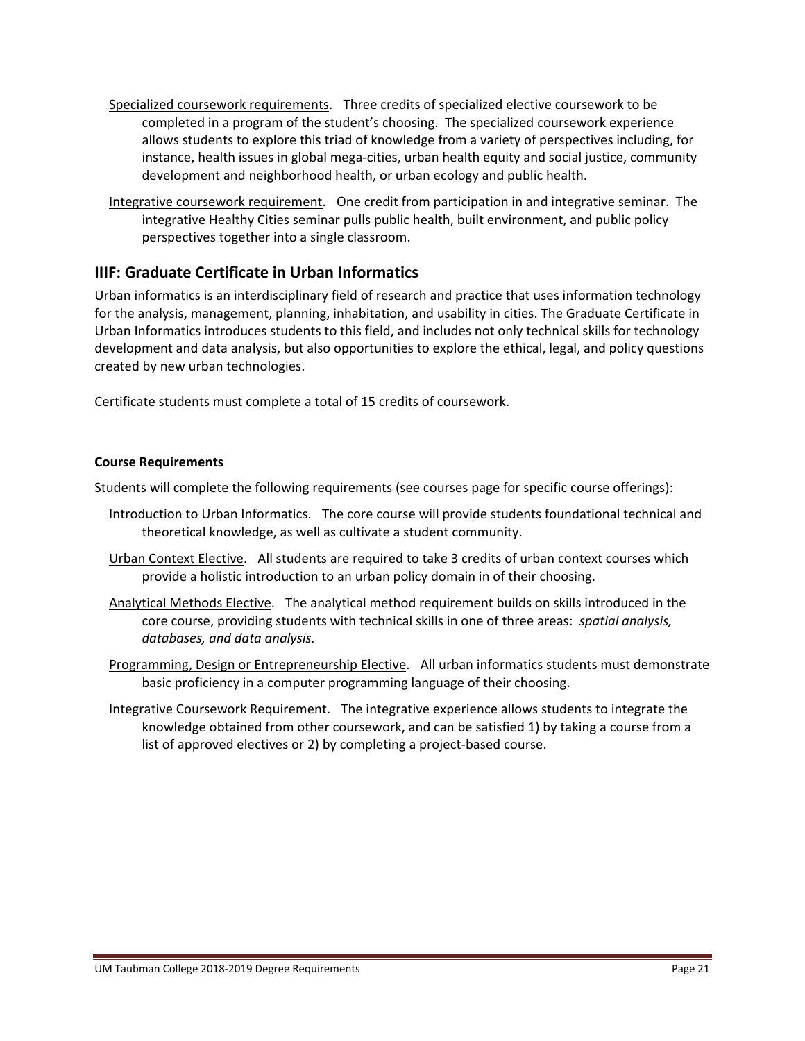<u>Specialized coursework requirements</u>. Three credits of specialized elective coursework to be completed in a program of the student's choosing. The specialized coursework experience allows students to explore this triad of knowledge from a variety of perspectives including, for instance, health issues in global mega-cities, urban health equity and social justice, community development and neighborhood health, or urban ecology and public health.

<u>Integrative coursework requirement</u>. One credit from participation in and integrative seminar. The integrative Healthy Cities seminar pulls public health, built environment, and public policy perspectives together into a single classroom.

## IIIF: Graduate Certificate in Urban Informatics

Urban informatics is an interdisciplinary field of research and practice that uses information technology for the analysis, management, planning, inhabitation, and usability in cities. The Graduate Certificate in Urban Informatics introduces students to this field, and includes not only technical skills for technology development and data analysis, but also opportunities to explore the ethical, legal, and policy questions created by new urban technologies.

Certificate students must complete a total of 15 credits of coursework.

**Course Requirements**

Students will complete the following requirements (see courses page for specific course offerings):

<u>Introduction to Urban Informatics</u>. The core course will provide students foundational technical and theoretical knowledge, as well as cultivate a student community.

<u>Urban Context Elective</u>. All students are required to take 3 credits of urban context courses which provide a holistic introduction to an urban policy domain in of their choosing.

<u>Analytical Methods Elective</u>. The analytical method requirement builds on skills introduced in the core course, providing students with technical skills in one of three areas: *spatial analysis, databases, and data analysis.*

<u>Programming, Design or Entrepreneurship Elective</u>. All urban informatics students must demonstrate basic proficiency in a computer programming language of their choosing.

<u>Integrative Coursework Requirement</u>. The integrative experience allows students to integrate the knowledge obtained from other coursework, and can be satisfied 1) by taking a course from a list of approved electives or 2) by completing a project-based course.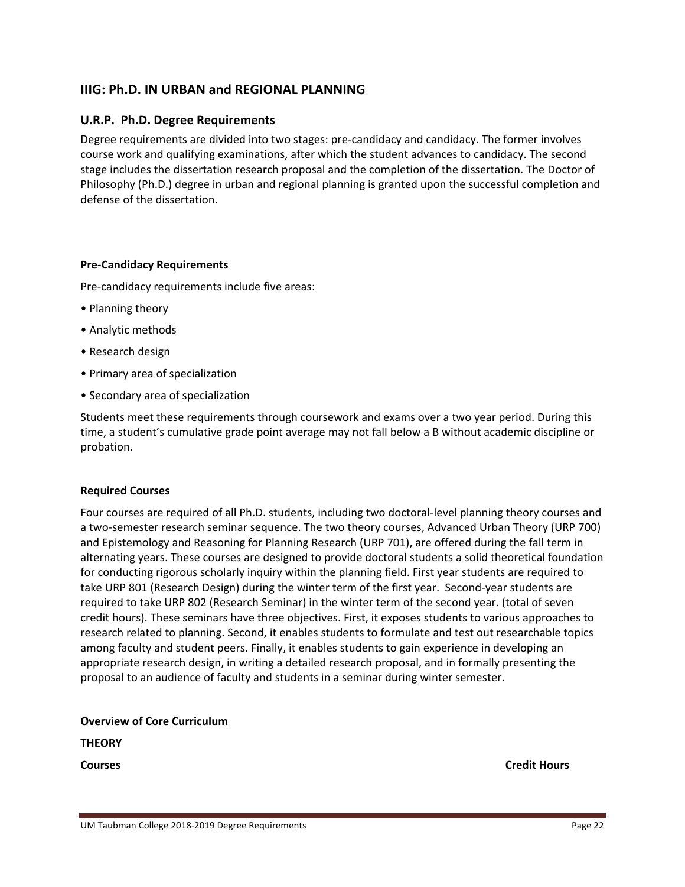## IIIG: Ph.D. IN URBAN and REGIONAL PLANNING

### U.R.P. Ph.D. Degree Requirements

Degree requirements are divided into two stages: pre-candidacy and candidacy. The former involves course work and qualifying examinations, after which the student advances to candidacy. The second stage includes the dissertation research proposal and the completion of the dissertation. The Doctor of Philosophy (Ph.D.) degree in urban and regional planning is granted upon the successful completion and defense of the dissertation.

**Pre-Candidacy Requirements**

Pre-candidacy requirements include five areas:

- Planning theory
- Analytic methods
- Research design
- Primary area of specialization
- Secondary area of specialization

Students meet these requirements through coursework and exams over a two year period. During this time, a student's cumulative grade point average may not fall below a B without academic discipline or probation.

**Required Courses**

Four courses are required of all Ph.D. students, including two doctoral-level planning theory courses and a two-semester research seminar sequence. The two theory courses, Advanced Urban Theory (URP 700) and Epistemology and Reasoning for Planning Research (URP 701), are offered during the fall term in alternating years. These courses are designed to provide doctoral students a solid theoretical foundation for conducting rigorous scholarly inquiry within the planning field. First year students are required to take URP 801 (Research Design) during the winter term of the first year. Second-year students are required to take URP 802 (Research Seminar) in the winter term of the second year. (total of seven credit hours). These seminars have three objectives. First, it exposes students to various approaches to research related to planning. Second, it enables students to formulate and test out researchable topics among faculty and student peers. Finally, it enables students to gain experience in developing an appropriate research design, in writing a detailed research proposal, and in formally presenting the proposal to an audience of faculty and students in a seminar during winter semester.

**Overview of Core Curriculum**

**THEORY**

| **Courses** | **Credit Hours** |
|---|---|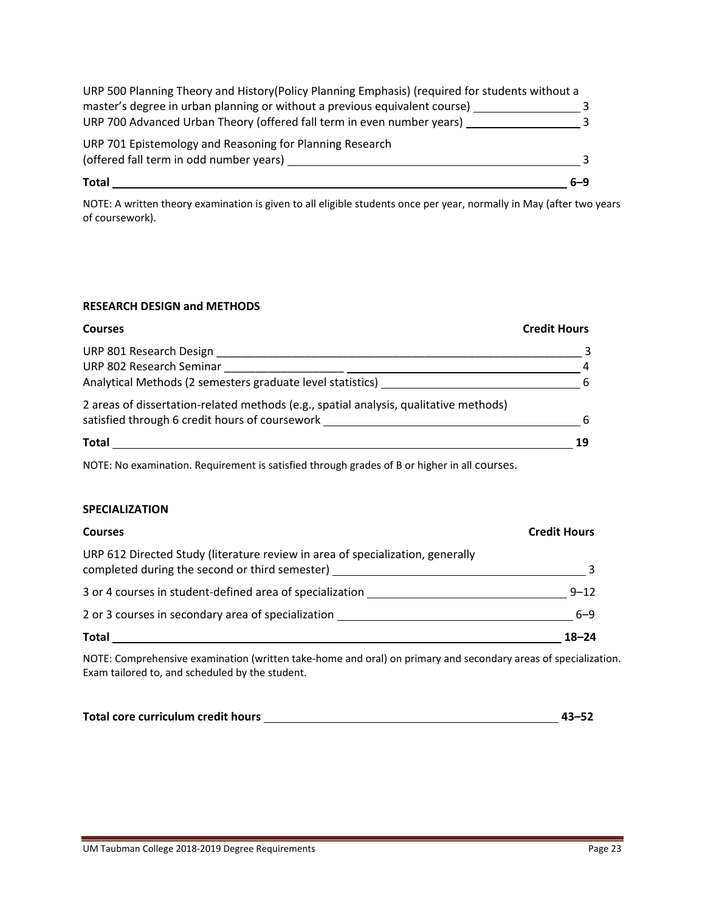| | |
|---|---|
| URP 500 Planning Theory and History(Policy Planning Emphasis) (required for students without a master's degree in urban planning or without a previous equivalent course) | 3 |
| URP 700 Advanced Urban Theory (offered fall term in even number years) | 3 |
| URP 701 Epistemology and Reasoning for Planning Research (offered fall term in odd number years) | 3 |
| **Total** | **6–9** |

NOTE: A written theory examination is given to all eligible students once per year, normally in May (after two years of coursework).

**RESEARCH DESIGN and METHODS**

| Courses | Credit Hours |
|---|---|
| URP 801 Research Design | 3 |
| URP 802 Research Seminar | 4 |
| Analytical Methods (2 semesters graduate level statistics) | 6 |
| 2 areas of dissertation-related methods (e.g., spatial analysis, qualitative methods) satisfied through 6 credit hours of coursework | 6 |
| **Total** | **19** |

NOTE: No examination. Requirement is satisfied through grades of B or higher in all courses.

**SPECIALIZATION**

| Courses | Credit Hours |
|---|---|
| URP 612 Directed Study (literature review in area of specialization, generally completed during the second or third semester) | 3 |
| 3 or 4 courses in student-defined area of specialization | 9–12 |
| 2 or 3 courses in secondary area of specialization | 6–9 |
| **Total** | **18–24** |

NOTE: Comprehensive examination (written take-home and oral) on primary and secondary areas of specialization. Exam tailored to, and scheduled by the student.

**Total core curriculum credit hours** **43–52**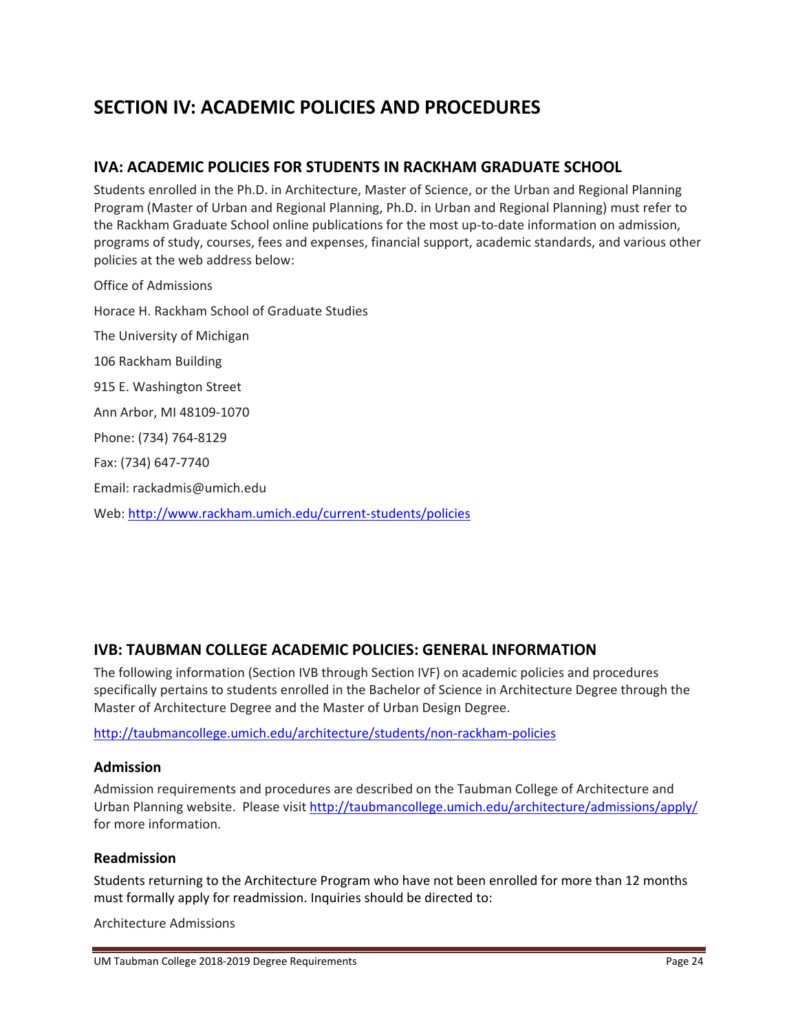# SECTION IV: ACADEMIC POLICIES AND PROCEDURES

## IVA: ACADEMIC POLICIES FOR STUDENTS IN RACKHAM GRADUATE SCHOOL

Students enrolled in the Ph.D. in Architecture, Master of Science, or the Urban and Regional Planning Program (Master of Urban and Regional Planning, Ph.D. in Urban and Regional Planning) must refer to the Rackham Graduate School online publications for the most up-to-date information on admission, programs of study, courses, fees and expenses, financial support, academic standards, and various other policies at the web address below:

Office of Admissions

Horace H. Rackham School of Graduate Studies

The University of Michigan

106 Rackham Building

915 E. Washington Street

Ann Arbor, MI 48109-1070

Phone: (734) 764-8129

Fax: (734) 647-7740

Email: rackadmis@umich.edu

Web: http://www.rackham.umich.edu/current-students/policies

## IVB: TAUBMAN COLLEGE ACADEMIC POLICIES: GENERAL INFORMATION

The following information (Section IVB through Section IVF) on academic policies and procedures specifically pertains to students enrolled in the Bachelor of Science in Architecture Degree through the Master of Architecture Degree and the Master of Urban Design Degree.

http://taubmancollege.umich.edu/architecture/students/non-rackham-policies

### Admission

Admission requirements and procedures are described on the Taubman College of Architecture and Urban Planning website. Please visit http://taubmancollege.umich.edu/architecture/admissions/apply/ for more information.

### Readmission

Students returning to the Architecture Program who have not been enrolled for more than 12 months must formally apply for readmission. Inquiries should be directed to:

Architecture Admissions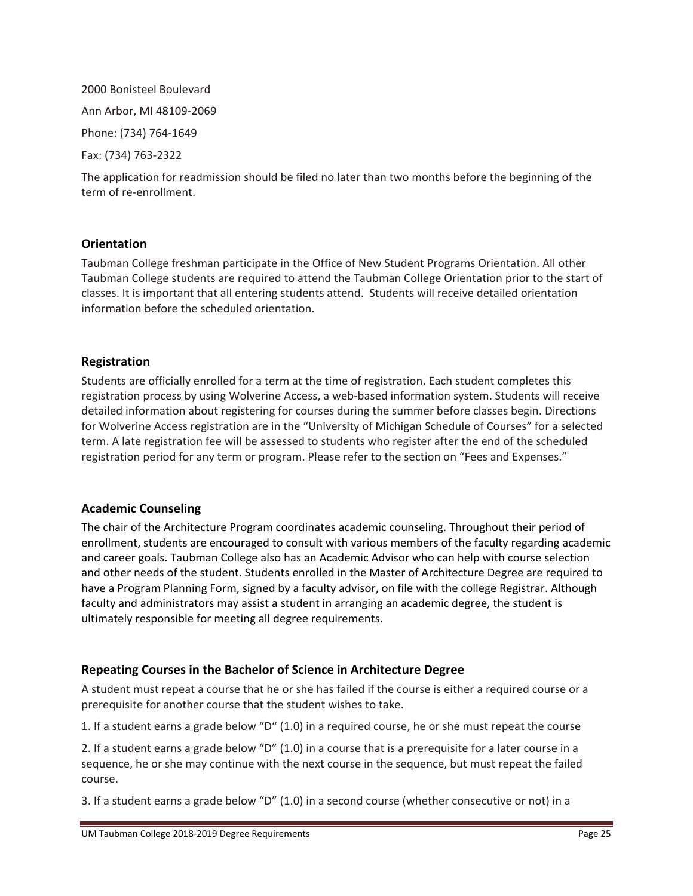2000 Bonisteel Boulevard

Ann Arbor, MI 48109-2069

Phone: (734) 764-1649

Fax: (734) 763-2322

The application for readmission should be filed no later than two months before the beginning of the term of re-enrollment.

### Orientation

Taubman College freshman participate in the Office of New Student Programs Orientation. All other Taubman College students are required to attend the Taubman College Orientation prior to the start of classes. It is important that all entering students attend. Students will receive detailed orientation information before the scheduled orientation.

### Registration

Students are officially enrolled for a term at the time of registration. Each student completes this registration process by using Wolverine Access, a web-based information system. Students will receive detailed information about registering for courses during the summer before classes begin. Directions for Wolverine Access registration are in the "University of Michigan Schedule of Courses" for a selected term. A late registration fee will be assessed to students who register after the end of the scheduled registration period for any term or program. Please refer to the section on "Fees and Expenses."

### Academic Counseling

The chair of the Architecture Program coordinates academic counseling. Throughout their period of enrollment, students are encouraged to consult with various members of the faculty regarding academic and career goals. Taubman College also has an Academic Advisor who can help with course selection and other needs of the student. Students enrolled in the Master of Architecture Degree are required to have a Program Planning Form, signed by a faculty advisor, on file with the college Registrar. Although faculty and administrators may assist a student in arranging an academic degree, the student is ultimately responsible for meeting all degree requirements.

### Repeating Courses in the Bachelor of Science in Architecture Degree

A student must repeat a course that he or she has failed if the course is either a required course or a prerequisite for another course that the student wishes to take.

1. If a student earns a grade below "D" (1.0) in a required course, he or she must repeat the course

2. If a student earns a grade below "D" (1.0) in a course that is a prerequisite for a later course in a sequence, he or she may continue with the next course in the sequence, but must repeat the failed course.

3. If a student earns a grade below "D" (1.0) in a second course (whether consecutive or not) in a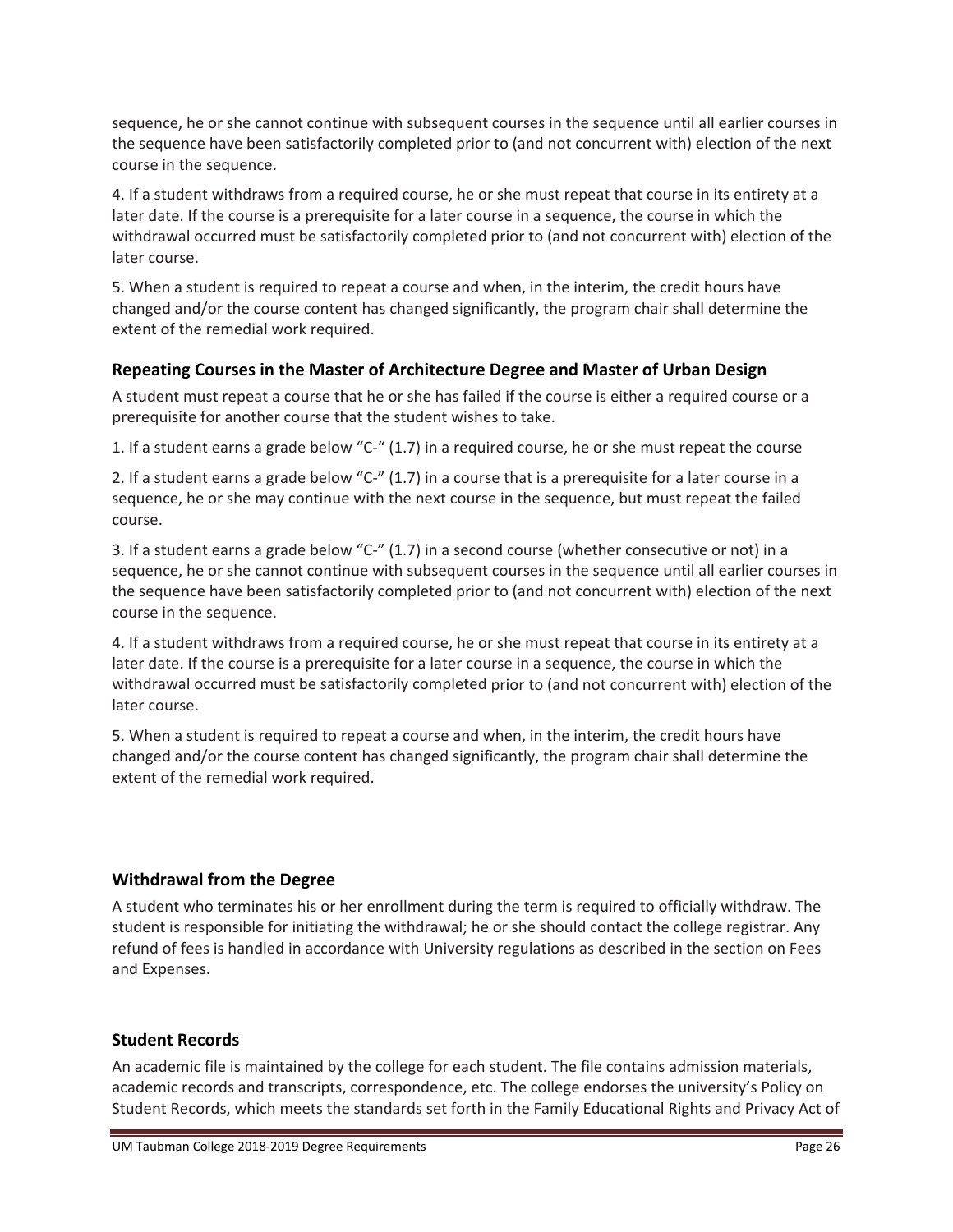sequence, he or she cannot continue with subsequent courses in the sequence until all earlier courses in the sequence have been satisfactorily completed prior to (and not concurrent with) election of the next course in the sequence.

4. If a student withdraws from a required course, he or she must repeat that course in its entirety at a later date. If the course is a prerequisite for a later course in a sequence, the course in which the withdrawal occurred must be satisfactorily completed prior to (and not concurrent with) election of the later course.

5. When a student is required to repeat a course and when, in the interim, the credit hours have changed and/or the course content has changed significantly, the program chair shall determine the extent of the remedial work required.

### Repeating Courses in the Master of Architecture Degree and Master of Urban Design

A student must repeat a course that he or she has failed if the course is either a required course or a prerequisite for another course that the student wishes to take.

1. If a student earns a grade below "C-" (1.7) in a required course, he or she must repeat the course

2. If a student earns a grade below "C-" (1.7) in a course that is a prerequisite for a later course in a sequence, he or she may continue with the next course in the sequence, but must repeat the failed course.

3. If a student earns a grade below "C-" (1.7) in a second course (whether consecutive or not) in a sequence, he or she cannot continue with subsequent courses in the sequence until all earlier courses in the sequence have been satisfactorily completed prior to (and not concurrent with) election of the next course in the sequence.

4. If a student withdraws from a required course, he or she must repeat that course in its entirety at a later date. If the course is a prerequisite for a later course in a sequence, the course in which the withdrawal occurred must be satisfactorily completed prior to (and not concurrent with) election of the later course.

5. When a student is required to repeat a course and when, in the interim, the credit hours have changed and/or the course content has changed significantly, the program chair shall determine the extent of the remedial work required.

### Withdrawal from the Degree

A student who terminates his or her enrollment during the term is required to officially withdraw. The student is responsible for initiating the withdrawal; he or she should contact the college registrar. Any refund of fees is handled in accordance with University regulations as described in the section on Fees and Expenses.

### Student Records

An academic file is maintained by the college for each student. The file contains admission materials, academic records and transcripts, correspondence, etc. The college endorses the university's Policy on Student Records, which meets the standards set forth in the Family Educational Rights and Privacy Act of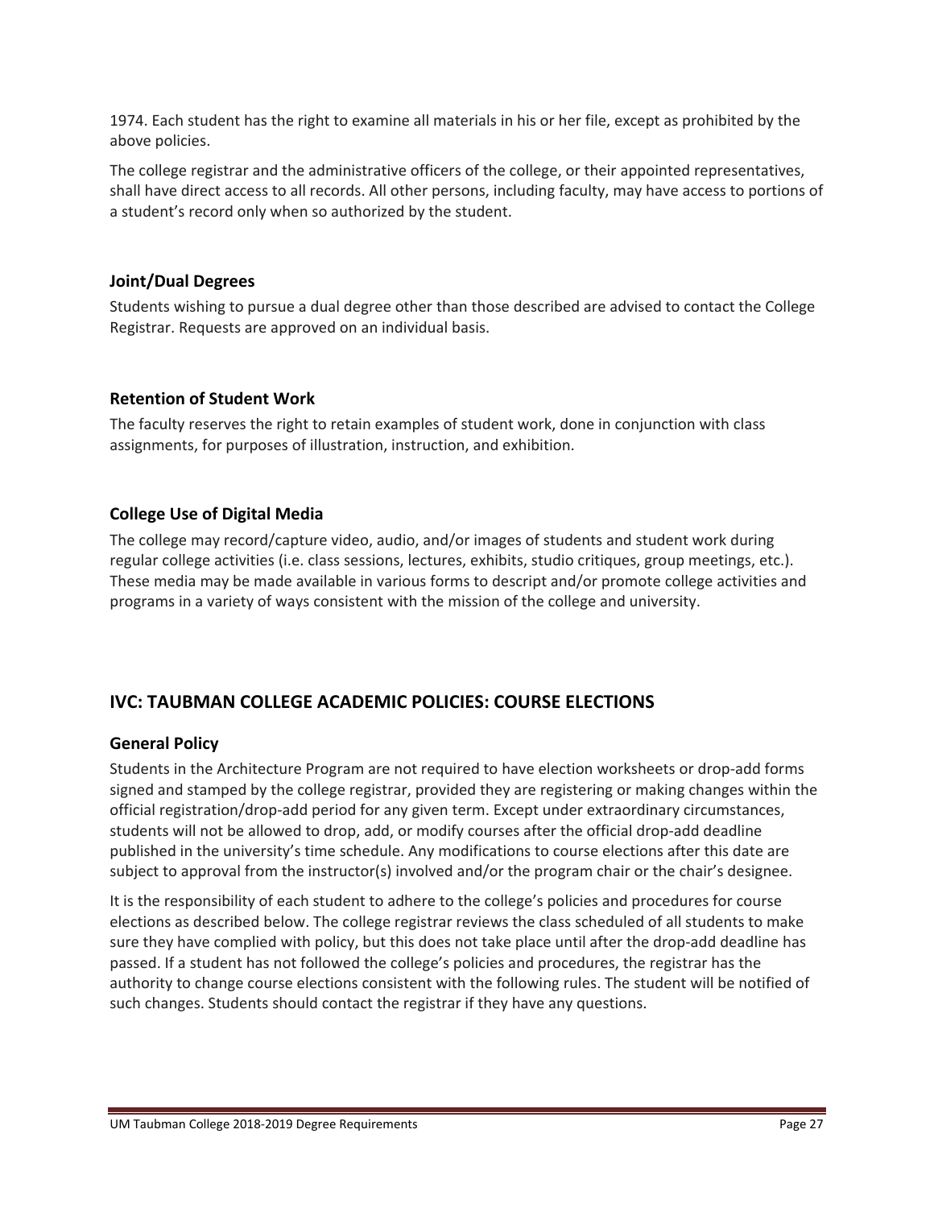1974. Each student has the right to examine all materials in his or her file, except as prohibited by the above policies.

The college registrar and the administrative officers of the college, or their appointed representatives, shall have direct access to all records. All other persons, including faculty, may have access to portions of a student's record only when so authorized by the student.

### Joint/Dual Degrees

Students wishing to pursue a dual degree other than those described are advised to contact the College Registrar. Requests are approved on an individual basis.

### Retention of Student Work

The faculty reserves the right to retain examples of student work, done in conjunction with class assignments, for purposes of illustration, instruction, and exhibition.

### College Use of Digital Media

The college may record/capture video, audio, and/or images of students and student work during regular college activities (i.e. class sessions, lectures, exhibits, studio critiques, group meetings, etc.). These media may be made available in various forms to descript and/or promote college activities and programs in a variety of ways consistent with the mission of the college and university.

## IVC: TAUBMAN COLLEGE ACADEMIC POLICIES: COURSE ELECTIONS

### General Policy

Students in the Architecture Program are not required to have election worksheets or drop-add forms signed and stamped by the college registrar, provided they are registering or making changes within the official registration/drop-add period for any given term. Except under extraordinary circumstances, students will not be allowed to drop, add, or modify courses after the official drop-add deadline published in the university's time schedule. Any modifications to course elections after this date are subject to approval from the instructor(s) involved and/or the program chair or the chair's designee.

It is the responsibility of each student to adhere to the college's policies and procedures for course elections as described below. The college registrar reviews the class scheduled of all students to make sure they have complied with policy, but this does not take place until after the drop-add deadline has passed. If a student has not followed the college's policies and procedures, the registrar has the authority to change course elections consistent with the following rules. The student will be notified of such changes. Students should contact the registrar if they have any questions.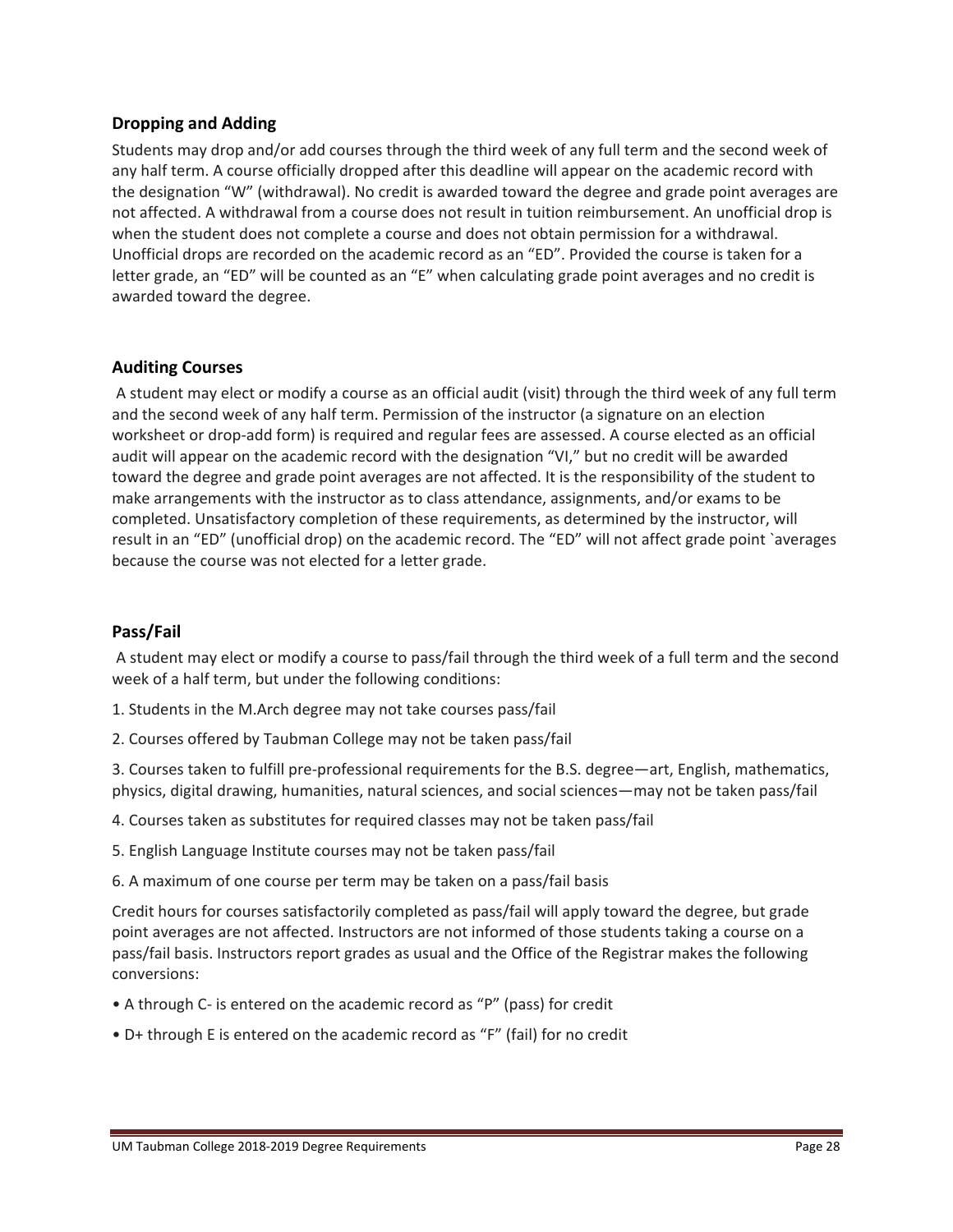## Dropping and Adding

Students may drop and/or add courses through the third week of any full term and the second week of any half term. A course officially dropped after this deadline will appear on the academic record with the designation "W" (withdrawal). No credit is awarded toward the degree and grade point averages are not affected. A withdrawal from a course does not result in tuition reimbursement. An unofficial drop is when the student does not complete a course and does not obtain permission for a withdrawal. Unofficial drops are recorded on the academic record as an "ED". Provided the course is taken for a letter grade, an "ED" will be counted as an "E" when calculating grade point averages and no credit is awarded toward the degree.

## Auditing Courses

A student may elect or modify a course as an official audit (visit) through the third week of any full term and the second week of any half term. Permission of the instructor (a signature on an election worksheet or drop-add form) is required and regular fees are assessed. A course elected as an official audit will appear on the academic record with the designation "VI," but no credit will be awarded toward the degree and grade point averages are not affected. It is the responsibility of the student to make arrangements with the instructor as to class attendance, assignments, and/or exams to be completed. Unsatisfactory completion of these requirements, as determined by the instructor, will result in an "ED" (unofficial drop) on the academic record. The "ED" will not affect grade point `averages because the course was not elected for a letter grade.

## Pass/Fail

A student may elect or modify a course to pass/fail through the third week of a full term and the second week of a half term, but under the following conditions:

1. Students in the M.Arch degree may not take courses pass/fail
2. Courses offered by Taubman College may not be taken pass/fail
3. Courses taken to fulfill pre-professional requirements for the B.S. degree—art, English, mathematics, physics, digital drawing, humanities, natural sciences, and social sciences—may not be taken pass/fail
4. Courses taken as substitutes for required classes may not be taken pass/fail
5. English Language Institute courses may not be taken pass/fail
6. A maximum of one course per term may be taken on a pass/fail basis

Credit hours for courses satisfactorily completed as pass/fail will apply toward the degree, but grade point averages are not affected. Instructors are not informed of those students taking a course on a pass/fail basis. Instructors report grades as usual and the Office of the Registrar makes the following conversions:

- A through C- is entered on the academic record as "P" (pass) for credit
- D+ through E is entered on the academic record as "F" (fail) for no credit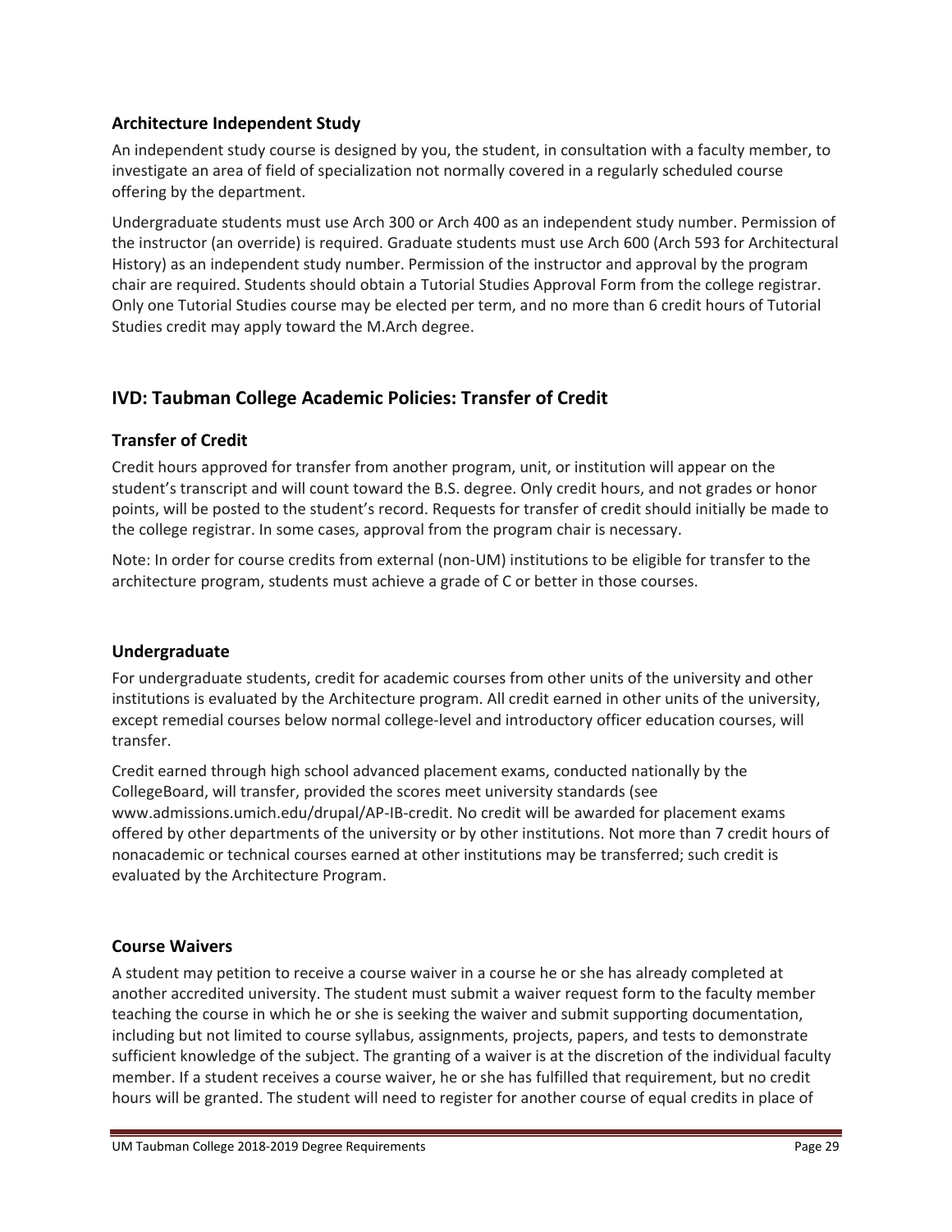### Architecture Independent Study

An independent study course is designed by you, the student, in consultation with a faculty member, to investigate an area of field of specialization not normally covered in a regularly scheduled course offering by the department.

Undergraduate students must use Arch 300 or Arch 400 as an independent study number. Permission of the instructor (an override) is required. Graduate students must use Arch 600 (Arch 593 for Architectural History) as an independent study number. Permission of the instructor and approval by the program chair are required. Students should obtain a Tutorial Studies Approval Form from the college registrar. Only one Tutorial Studies course may be elected per term, and no more than 6 credit hours of Tutorial Studies credit may apply toward the M.Arch degree.

## IVD: Taubman College Academic Policies: Transfer of Credit

### Transfer of Credit

Credit hours approved for transfer from another program, unit, or institution will appear on the student's transcript and will count toward the B.S. degree. Only credit hours, and not grades or honor points, will be posted to the student's record. Requests for transfer of credit should initially be made to the college registrar. In some cases, approval from the program chair is necessary.

Note: In order for course credits from external (non-UM) institutions to be eligible for transfer to the architecture program, students must achieve a grade of C or better in those courses.

### Undergraduate

For undergraduate students, credit for academic courses from other units of the university and other institutions is evaluated by the Architecture program. All credit earned in other units of the university, except remedial courses below normal college-level and introductory officer education courses, will transfer.

Credit earned through high school advanced placement exams, conducted nationally by the CollegeBoard, will transfer, provided the scores meet university standards (see www.admissions.umich.edu/drupal/AP-IB-credit. No credit will be awarded for placement exams offered by other departments of the university or by other institutions. Not more than 7 credit hours of nonacademic or technical courses earned at other institutions may be transferred; such credit is evaluated by the Architecture Program.

### Course Waivers

A student may petition to receive a course waiver in a course he or she has already completed at another accredited university. The student must submit a waiver request form to the faculty member teaching the course in which he or she is seeking the waiver and submit supporting documentation, including but not limited to course syllabus, assignments, projects, papers, and tests to demonstrate sufficient knowledge of the subject. The granting of a waiver is at the discretion of the individual faculty member. If a student receives a course waiver, he or she has fulfilled that requirement, but no credit hours will be granted. The student will need to register for another course of equal credits in place of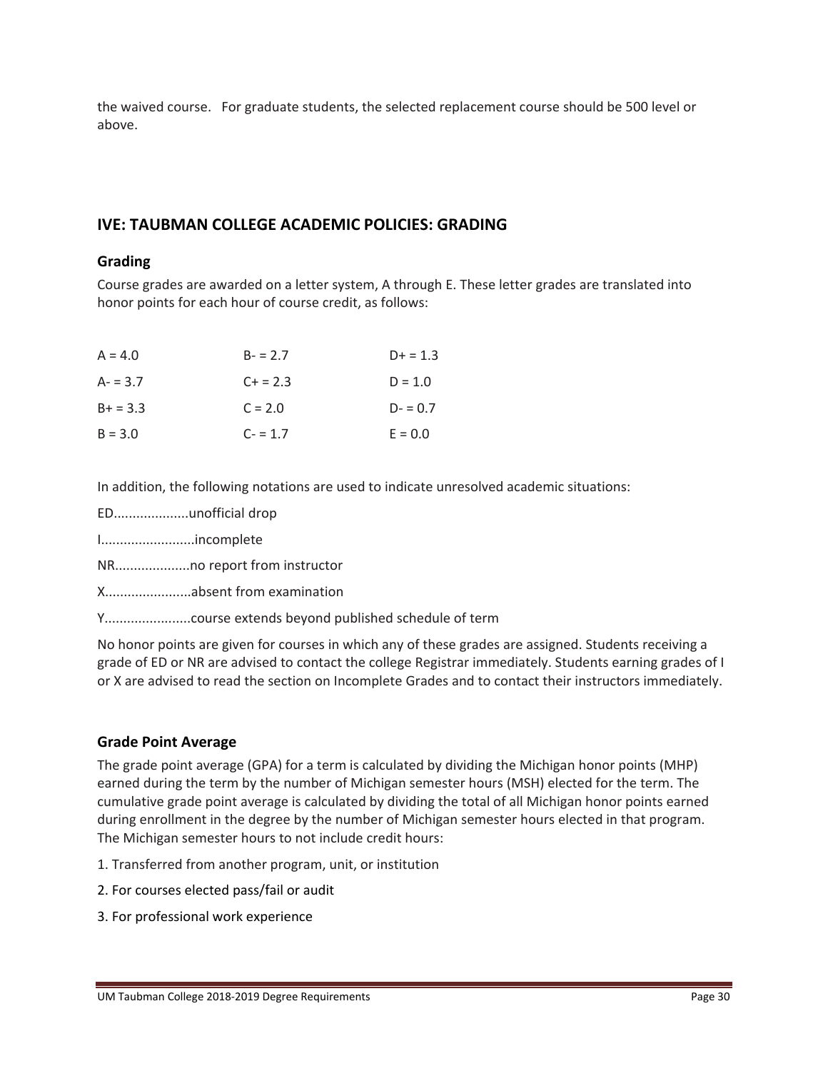the waived course. For graduate students, the selected replacement course should be 500 level or above.

## IVE: TAUBMAN COLLEGE ACADEMIC POLICIES: GRADING

### Grading

Course grades are awarded on a letter system, A through E. These letter grades are translated into honor points for each hour of course credit, as follows:

| | | |
|---|---|---|
| A = 4.0 | B- = 2.7 | D+ = 1.3 |
| A- = 3.7 | C+ = 2.3 | D = 1.0 |
| B+ = 3.3 | C = 2.0 | D- = 0.7 |
| B = 3.0 | C- = 1.7 | E = 0.0 |

In addition, the following notations are used to indicate unresolved academic situations:

ED....................unofficial drop

I.........................incomplete

NR....................no report from instructor

X.......................absent from examination

Y.......................course extends beyond published schedule of term

No honor points are given for courses in which any of these grades are assigned. Students receiving a grade of ED or NR are advised to contact the college Registrar immediately. Students earning grades of I or X are advised to read the section on Incomplete Grades and to contact their instructors immediately.

### Grade Point Average

The grade point average (GPA) for a term is calculated by dividing the Michigan honor points (MHP) earned during the term by the number of Michigan semester hours (MSH) elected for the term. The cumulative grade point average is calculated by dividing the total of all Michigan honor points earned during enrollment in the degree by the number of Michigan semester hours elected in that program. The Michigan semester hours to not include credit hours:

1. Transferred from another program, unit, or institution
2. For courses elected pass/fail or audit
3. For professional work experience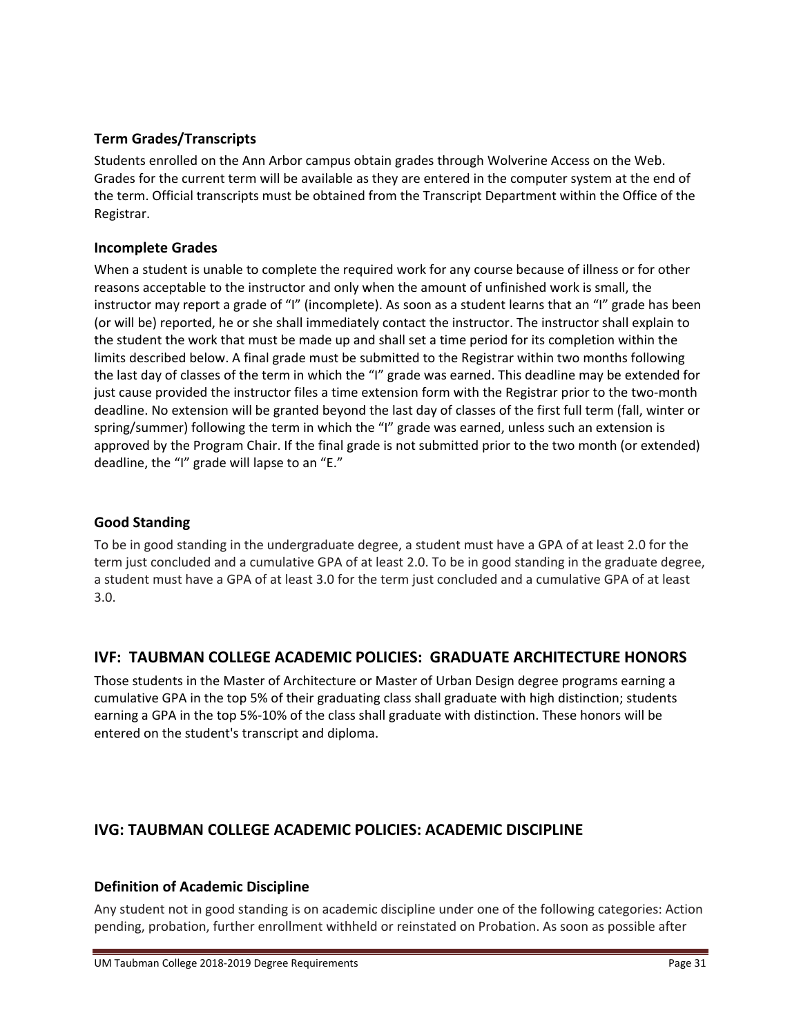### Term Grades/Transcripts

Students enrolled on the Ann Arbor campus obtain grades through Wolverine Access on the Web. Grades for the current term will be available as they are entered in the computer system at the end of the term. Official transcripts must be obtained from the Transcript Department within the Office of the Registrar.

### Incomplete Grades

When a student is unable to complete the required work for any course because of illness or for other reasons acceptable to the instructor and only when the amount of unfinished work is small, the instructor may report a grade of "I" (incomplete). As soon as a student learns that an "I" grade has been (or will be) reported, he or she shall immediately contact the instructor. The instructor shall explain to the student the work that must be made up and shall set a time period for its completion within the limits described below. A final grade must be submitted to the Registrar within two months following the last day of classes of the term in which the "I" grade was earned. This deadline may be extended for just cause provided the instructor files a time extension form with the Registrar prior to the two-month deadline. No extension will be granted beyond the last day of classes of the first full term (fall, winter or spring/summer) following the term in which the "I" grade was earned, unless such an extension is approved by the Program Chair. If the final grade is not submitted prior to the two month (or extended) deadline, the "I" grade will lapse to an "E."

### Good Standing

To be in good standing in the undergraduate degree, a student must have a GPA of at least 2.0 for the term just concluded and a cumulative GPA of at least 2.0. To be in good standing in the graduate degree, a student must have a GPA of at least 3.0 for the term just concluded and a cumulative GPA of at least 3.0.

## IVF: TAUBMAN COLLEGE ACADEMIC POLICIES: GRADUATE ARCHITECTURE HONORS

Those students in the Master of Architecture or Master of Urban Design degree programs earning a cumulative GPA in the top 5% of their graduating class shall graduate with high distinction; students earning a GPA in the top 5%-10% of the class shall graduate with distinction. These honors will be entered on the student's transcript and diploma.

## IVG: TAUBMAN COLLEGE ACADEMIC POLICIES: ACADEMIC DISCIPLINE

### Definition of Academic Discipline

Any student not in good standing is on academic discipline under one of the following categories: Action pending, probation, further enrollment withheld or reinstated on Probation. As soon as possible after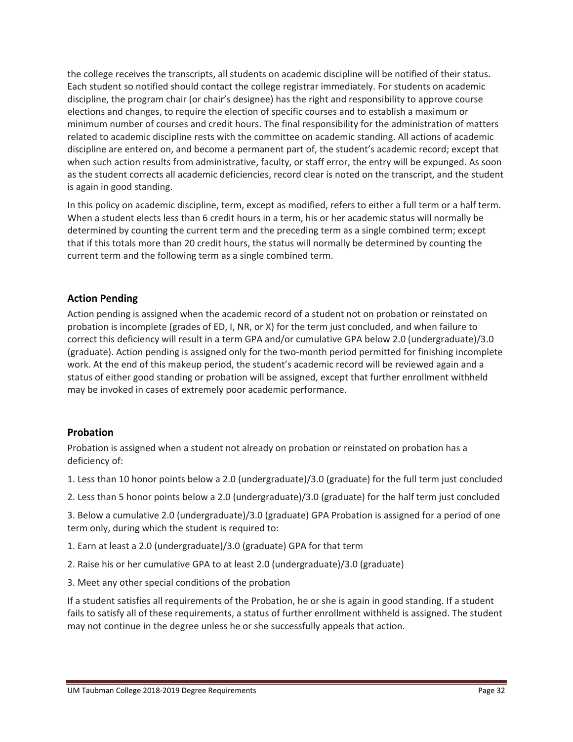the college receives the transcripts, all students on academic discipline will be notified of their status. Each student so notified should contact the college registrar immediately. For students on academic discipline, the program chair (or chair's designee) has the right and responsibility to approve course elections and changes, to require the election of specific courses and to establish a maximum or minimum number of courses and credit hours. The final responsibility for the administration of matters related to academic discipline rests with the committee on academic standing. All actions of academic discipline are entered on, and become a permanent part of, the student's academic record; except that when such action results from administrative, faculty, or staff error, the entry will be expunged. As soon as the student corrects all academic deficiencies, record clear is noted on the transcript, and the student is again in good standing.

In this policy on academic discipline, term, except as modified, refers to either a full term or a half term. When a student elects less than 6 credit hours in a term, his or her academic status will normally be determined by counting the current term and the preceding term as a single combined term; except that if this totals more than 20 credit hours, the status will normally be determined by counting the current term and the following term as a single combined term.

### Action Pending

Action pending is assigned when the academic record of a student not on probation or reinstated on probation is incomplete (grades of ED, I, NR, or X) for the term just concluded, and when failure to correct this deficiency will result in a term GPA and/or cumulative GPA below 2.0 (undergraduate)/3.0 (graduate). Action pending is assigned only for the two-month period permitted for finishing incomplete work. At the end of this makeup period, the student's academic record will be reviewed again and a status of either good standing or probation will be assigned, except that further enrollment withheld may be invoked in cases of extremely poor academic performance.

### Probation

Probation is assigned when a student not already on probation or reinstated on probation has a deficiency of:

1. Less than 10 honor points below a 2.0 (undergraduate)/3.0 (graduate) for the full term just concluded

2. Less than 5 honor points below a 2.0 (undergraduate)/3.0 (graduate) for the half term just concluded

3. Below a cumulative 2.0 (undergraduate)/3.0 (graduate) GPA Probation is assigned for a period of one term only, during which the student is required to:

1. Earn at least a 2.0 (undergraduate)/3.0 (graduate) GPA for that term

2. Raise his or her cumulative GPA to at least 2.0 (undergraduate)/3.0 (graduate)

3. Meet any other special conditions of the probation

If a student satisfies all requirements of the Probation, he or she is again in good standing. If a student fails to satisfy all of these requirements, a status of further enrollment withheld is assigned. The student may not continue in the degree unless he or she successfully appeals that action.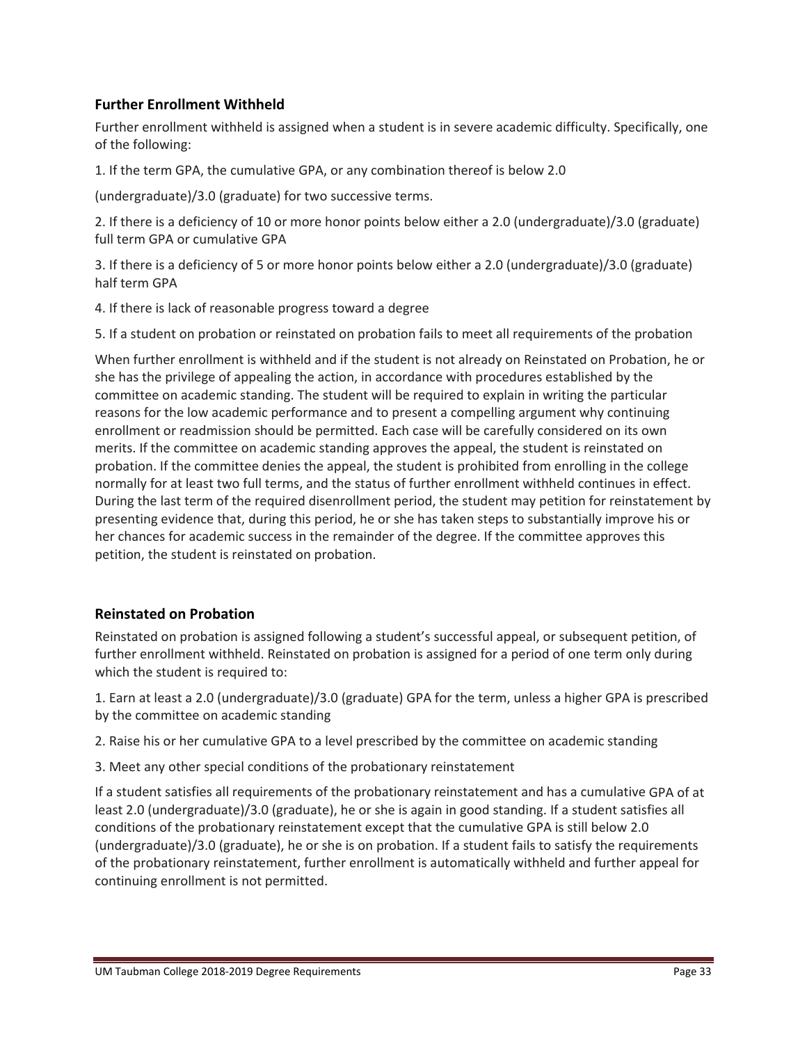### Further Enrollment Withheld

Further enrollment withheld is assigned when a student is in severe academic difficulty. Specifically, one of the following:

1. If the term GPA, the cumulative GPA, or any combination thereof is below 2.0

(undergraduate)/3.0 (graduate) for two successive terms.

2. If there is a deficiency of 10 or more honor points below either a 2.0 (undergraduate)/3.0 (graduate) full term GPA or cumulative GPA

3. If there is a deficiency of 5 or more honor points below either a 2.0 (undergraduate)/3.0 (graduate) half term GPA

4. If there is lack of reasonable progress toward a degree

5. If a student on probation or reinstated on probation fails to meet all requirements of the probation

When further enrollment is withheld and if the student is not already on Reinstated on Probation, he or she has the privilege of appealing the action, in accordance with procedures established by the committee on academic standing. The student will be required to explain in writing the particular reasons for the low academic performance and to present a compelling argument why continuing enrollment or readmission should be permitted. Each case will be carefully considered on its own merits. If the committee on academic standing approves the appeal, the student is reinstated on probation. If the committee denies the appeal, the student is prohibited from enrolling in the college normally for at least two full terms, and the status of further enrollment withheld continues in effect. During the last term of the required disenrollment period, the student may petition for reinstatement by presenting evidence that, during this period, he or she has taken steps to substantially improve his or her chances for academic success in the remainder of the degree. If the committee approves this petition, the student is reinstated on probation.

### Reinstated on Probation

Reinstated on probation is assigned following a student's successful appeal, or subsequent petition, of further enrollment withheld. Reinstated on probation is assigned for a period of one term only during which the student is required to:

1. Earn at least a 2.0 (undergraduate)/3.0 (graduate) GPA for the term, unless a higher GPA is prescribed by the committee on academic standing

2. Raise his or her cumulative GPA to a level prescribed by the committee on academic standing

3. Meet any other special conditions of the probationary reinstatement

If a student satisfies all requirements of the probationary reinstatement and has a cumulative GPA of at least 2.0 (undergraduate)/3.0 (graduate), he or she is again in good standing. If a student satisfies all conditions of the probationary reinstatement except that the cumulative GPA is still below 2.0 (undergraduate)/3.0 (graduate), he or she is on probation. If a student fails to satisfy the requirements of the probationary reinstatement, further enrollment is automatically withheld and further appeal for continuing enrollment is not permitted.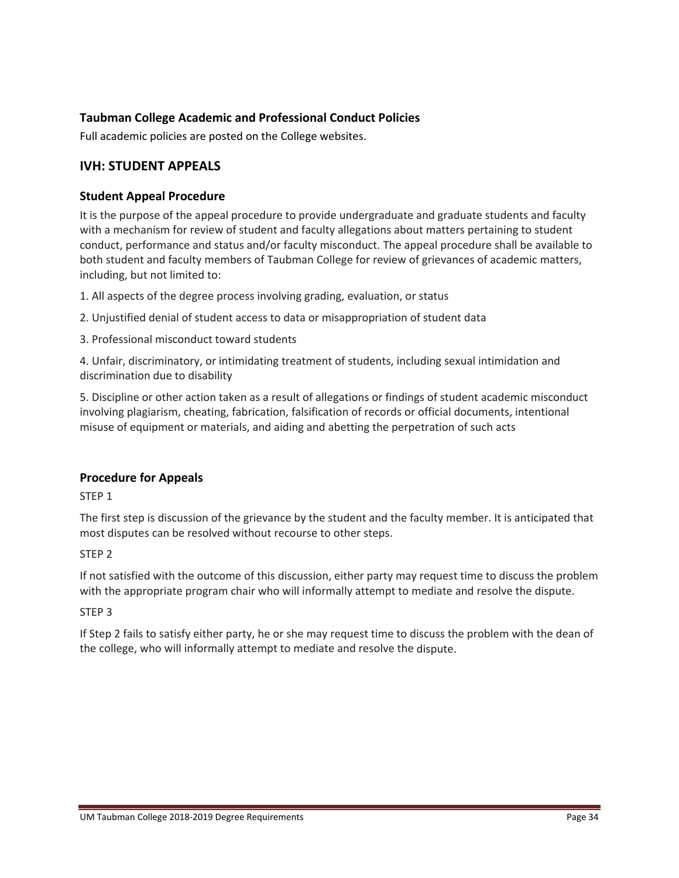### Taubman College Academic and Professional Conduct Policies

Full academic policies are posted on the College websites.

## IVH: STUDENT APPEALS

### Student Appeal Procedure

It is the purpose of the appeal procedure to provide undergraduate and graduate students and faculty with a mechanism for review of student and faculty allegations about matters pertaining to student conduct, performance and status and/or faculty misconduct. The appeal procedure shall be available to both student and faculty members of Taubman College for review of grievances of academic matters, including, but not limited to:

1. All aspects of the degree process involving grading, evaluation, or status
2. Unjustified denial of student access to data or misappropriation of student data
3. Professional misconduct toward students
4. Unfair, discriminatory, or intimidating treatment of students, including sexual intimidation and discrimination due to disability
5. Discipline or other action taken as a result of allegations or findings of student academic misconduct involving plagiarism, cheating, fabrication, falsification of records or official documents, intentional misuse of equipment or materials, and aiding and abetting the perpetration of such acts

### Procedure for Appeals

STEP 1

The first step is discussion of the grievance by the student and the faculty member. It is anticipated that most disputes can be resolved without recourse to other steps.

STEP 2

If not satisfied with the outcome of this discussion, either party may request time to discuss the problem with the appropriate program chair who will informally attempt to mediate and resolve the dispute.

STEP 3

If Step 2 fails to satisfy either party, he or she may request time to discuss the problem with the dean of the college, who will informally attempt to mediate and resolve the dispute.